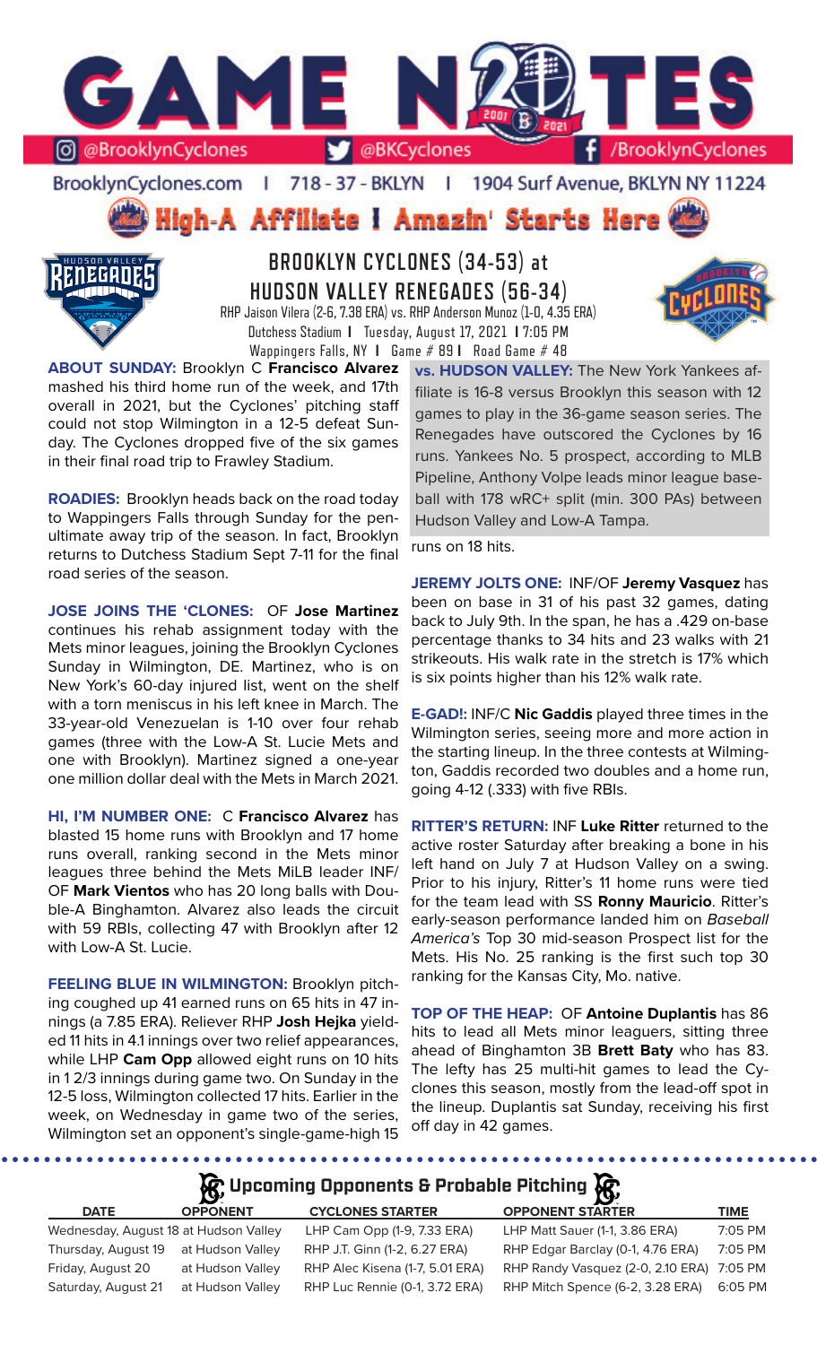# GAME NOTES

@BrooklynCyclones | @BKCyclones | /BrooklynCyclones

BrooklynCyclones.com | 718-37-BKLYN | 1904 Surf Avenue, BKLYN NY 11224

**High-A Affiliate | Amazin' Starts Here**

## BROOKLYN CYCLONES (34-53) at HUDSON VALLEY RENEGADES (56-34)

RHP Jaison Vilera (2-6, 7.38 ERA) vs. RHP Anderson Munoz (1-0, 4.35 ERA)

Dutchess Stadium | Tuesday, August 17, 2021 | 7:05 PM

Wappingers Falls, NY | Game # 89 | Road Game # 48

**ABOUT SUNDAY:** Brooklyn C **Francisco Alvarez** mashed his third home run of the week, and 17th overall in 2021, but the Cyclones' pitching staff could not stop Wilmington in a 12-5 defeat Sunday. The Cyclones dropped five of the six games in their final road trip to Frawley Stadium.

**ROADIES:** Brooklyn heads back on the road today to Wappingers Falls through Sunday for the penultimate away trip of the season. In fact, Brooklyn returns to Dutchess Stadium Sept 7-11 for the final road series of the season.

**JOSE JOINS THE 'CLONES:** OF **Jose Martinez** continues his rehab assignment today with the Mets minor leagues, joining the Brooklyn Cyclones Sunday in Wilmington, DE. Martinez, who is on New York's 60-day injured list, went on the shelf with a torn meniscus in his left knee in March. The 33-year-old Venezuelan is 1-10 over four rehab games (three with the Low-A St. Lucie Mets and one with Brooklyn). Martinez signed a one-year one million dollar deal with the Mets in March 2021.

**HI, I'M NUMBER ONE:** C **Francisco Alvarez** has blasted 15 home runs with Brooklyn and 17 home runs overall, ranking second in the Mets minor leagues three behind the Mets MiLB leader INF/OF **Mark Vientos** who has 20 long balls with Double-A Binghamton. Alvarez also leads the circuit with 59 RBIs, collecting 47 with Brooklyn after 12 with Low-A St. Lucie.

**FEELING BLUE IN WILMINGTON:** Brooklyn pitching coughed up 41 earned runs on 65 hits in 47 innings (a 7.85 ERA). Reliever RHP **Josh Hejka** yielded 11 hits in 4.1 innings over two relief appearances, while LHP **Cam Opp** allowed eight runs on 10 hits in 1 2/3 innings during game two. On Sunday in the 12-5 loss, Wilmington collected 17 hits. Earlier in the week, on Wednesday in game two of the series, Wilmington set an opponent's single-game-high 15 runs on 18 hits.

**vs. HUDSON VALLEY:** The New York Yankees affiliate is 16-8 versus Brooklyn this season with 12 games to play in the 36-game season series. The Renegades have outscored the Cyclones by 16 runs. Yankees No. 5 prospect, according to MLB Pipeline, Anthony Volpe leads minor league baseball with 178 wRC+ split (min. 300 PAs) between Hudson Valley and Low-A Tampa.

**JEREMY JOLTS ONE:** INF/OF **Jeremy Vasquez** has been on base in 31 of his past 32 games, dating back to July 9th. In the span, he has a .429 on-base percentage thanks to 34 hits and 23 walks with 21 strikeouts. His walk rate in the stretch is 17% which is six points higher than his 12% walk rate.

**E-GAD!:** INF/C **Nic Gaddis** played three times in the Wilmington series, seeing more and more action in the starting lineup. In the three contests at Wilmington, Gaddis recorded two doubles and a home run, going 4-12 (.333) with five RBIs.

**RITTER'S RETURN:** INF **Luke Ritter** returned to the active roster Saturday after breaking a bone in his left hand on July 7 at Hudson Valley on a swing. Prior to his injury, Ritter's 11 home runs were tied for the team lead with SS **Ronny Mauricio**. Ritter's early-season performance landed him on *Baseball America's* Top 30 mid-season Prospect list for the Mets. His No. 25 ranking is the first such top 30 ranking for the Kansas City, Mo. native.

**TOP OF THE HEAP:** OF **Antoine Duplantis** has 86 hits to lead all Mets minor leaguers, sitting three ahead of Binghamton 3B **Brett Baty** who has 83. The lefty has 25 multi-hit games to lead the Cyclones this season, mostly from the lead-off spot in the lineup. Duplantis sat Sunday, receiving his first off day in 42 games.

## Upcoming Opponents & Probable Pitching

| DATE | OPPONENT | CYCLONES STARTER | OPPONENT STARTER | TIME |
|---|---|---|---|---|
| Wednesday, August 18 | at Hudson Valley | LHP Cam Opp (1-9, 7.33 ERA) | LHP Matt Sauer (1-1, 3.86 ERA) | 7:05 PM |
| Thursday, August 19 | at Hudson Valley | RHP J.T. Ginn (1-2, 6.27 ERA) | RHP Edgar Barclay (0-1, 4.76 ERA) | 7:05 PM |
| Friday, August 20 | at Hudson Valley | RHP Alec Kisena (1-7, 5.01 ERA) | RHP Randy Vasquez (2-0, 2.10 ERA) | 7:05 PM |
| Saturday, August 21 | at Hudson Valley | RHP Luc Rennie (0-1, 3.72 ERA) | RHP Mitch Spence (6-2, 3.28 ERA) | 6:05 PM |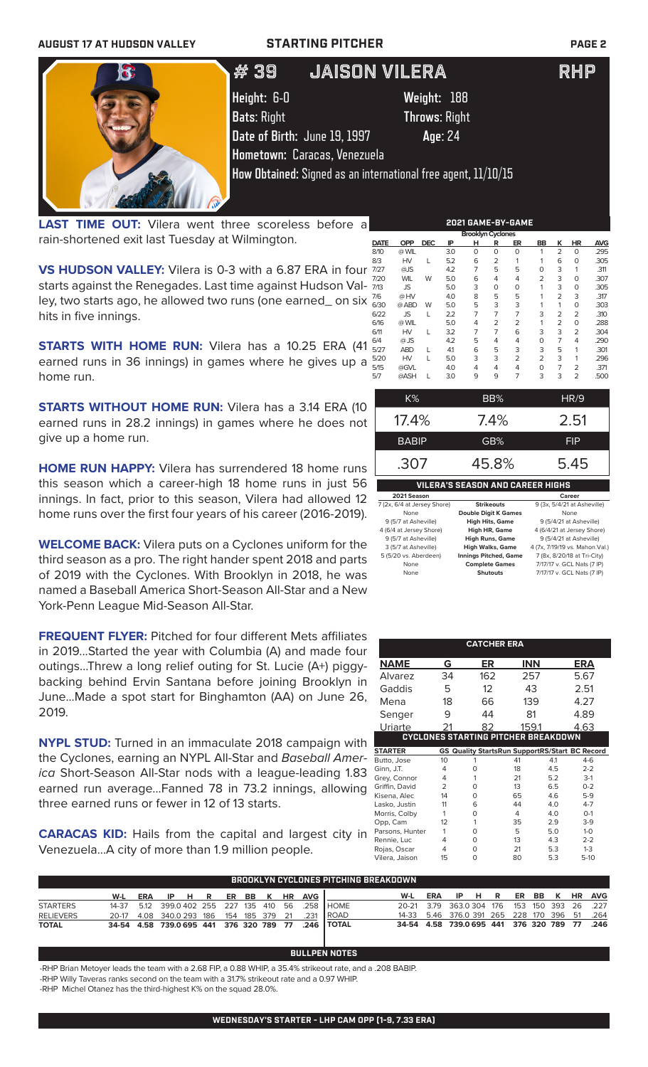# STARTING PITCHER

## # 39 JAISON VILERA RHP

**Height:** 6-0 **Weight:** 188

**Bats:** Right **Throws:** Right

**Date of Birth:** June 19, 1997 **Age:** 24

**Hometown:** Caracas, Venezuela

**How Obtained:** Signed as an international free agent, 11/10/15

**LAST TIME OUT:** Vilera went three scoreless before a rain-shortened exit last Tuesday at Wilmington.

**VS HUDSON VALLEY:** Vilera is 0-3 with a 6.87 ERA in four starts against the Renegades. Last time against Hudson Valley, two starts ago, he allowed two runs (one earned_ on six hits in five innings.

**STARTS WITH HOME RUN:** Vilera has a 10.25 ERA (41 earned runs in 36 innings) in games where he gives up a home run.

**STARTS WITHOUT HOME RUN:** Vilera has a 3.14 ERA (10 earned runs in 28.2 innings) in games where he does not give up a home run.

**HOME RUN HAPPY:** Vilera has surrendered 18 home runs this season which a career-high 18 home runs in just 56 innings. In fact, prior to this season, Vilera had allowed 12 home runs over the first four years of his career (2016-2019).

**WELCOME BACK:** Vilera puts on a Cyclones uniform for the third season as a pro. The right hander spent 2018 and parts of 2019 with the Cyclones. With Brooklyn in 2018, he was named a Baseball America Short-Season All-Star and a New York-Penn League Mid-Season All-Star.

**FREQUENT FLYER:** Pitched for four different Mets affiliates in 2019...Started the year with Columbia (A) and made four outings...Threw a long relief outing for St. Lucie (A+) piggy-backing behind Ervin Santana before joining Brooklyn in June...Made a spot start for Binghamton (AA) on June 26, 2019.

**NYPL STUD:** Turned in an immaculate 2018 campaign with the Cyclones, earning an NYPL All-Star and *Baseball America* Short-Season All-Star nods with a league-leading 1.83 earned run average...Fanned 78 in 73.2 innings, allowing three earned runs or fewer in 12 of 13 starts.

**CARACAS KID:** Hails from the capital and largest city in Venezuela...A city of more than 1.9 million people.

### 2021 GAME-BY-GAME

Brooklyn Cyclones

| DATE | OPP | DEC | IP | H | R | ER | BB | K | HR | AVG |
|---|---|---|---|---|---|---|---|---|---|---|
| 8/10 | @ WIL | | 3.0 | 0 | 0 | 0 | 1 | 2 | 0 | .295 |
| 8/3 | HV | L | 5.2 | 6 | 2 | 1 | 1 | 6 | 0 | .305 |
| 7/27 | @JS | | 4.2 | 7 | 5 | 5 | 0 | 3 | 1 | .311 |
| 7/20 | WIL | W | 5.0 | 6 | 4 | 4 | 2 | 3 | 0 | .307 |
| 7/13 | JS | | 5.0 | 3 | 0 | 0 | 1 | 3 | 0 | .305 |
| 7/6 | @HV | | 4.0 | 8 | 5 | 5 | 1 | 2 | 3 | .317 |
| 6/30 | @ABD | W | 5.0 | 5 | 3 | 3 | 1 | 1 | 0 | .303 |
| 6/22 | JS | L | 2.2 | 7 | 7 | 7 | 3 | 2 | 2 | .310 |
| 6/16 | @ WIL | | 5.0 | 4 | 2 | 2 | 1 | 2 | 0 | .288 |
| 6/11 | HV | L | 3.2 | 7 | 7 | 6 | 3 | 3 | 2 | .304 |
| 6/4 | @ JS | | 4.2 | 5 | 4 | 4 | 0 | 7 | 4 | .290 |
| 5/27 | ABD | L | 4.1 | 6 | 5 | 3 | 3 | 5 | 1 | .301 |
| 5/20 | HV | L | 5.0 | 3 | 3 | 2 | 2 | 3 | 1 | .296 |
| 5/15 | @GVL | | 4.0 | 4 | 4 | 4 | 0 | 7 | 2 | .371 |
| 5/7 | @ASH | L | 3.0 | 9 | 9 | 7 | 3 | 3 | 2 | .500 |

| K% | BB% | HR/9 |
|---|---|---|
| 17.4% | 7.4% | 2.51 |
| **BABIP** | **GB%** | **FIP** |
| .307 | 45.8% | 5.45 |

### VILERA'S SEASON AND CAREER HIGHS

| 2021 Season | | Career |
|---|---|---|
| 7 (2x, 6/4 at Jersey Shore) | Strikeouts | 9 (3x, 5/4/21 at Asheville) |
| None | Double Digit K Games | None |
| 9 (5/7 at Asheville) | High Hits, Game | 9 (5/4/21 at Asheville) |
| 4 (6/4 at Jersey Shore) | High HR, Game | 4 (6/4/21 at Jersey Shore) |
| 9 (5/7 at Asheville) | High Runs, Game | 9 (5/4/21 at Asheville) |
| 3 (5/7 at Asheville) | High Walks, Game | 4 (7x, 7/19/19 vs. Mahon.Val.) |
| 5 (5/20 vs. Aberdeen) | Innings Pitched, Game | 7 (8x, 8/20/18 at Tri-City) |
| None | Complete Games | 7/17/17 v. GCL Nats (7 IP) |
| None | Shutouts | 7/17/17 v. GCL Nats (7 IP) |

### CATCHER ERA

| NAME | G | ER | INN | ERA |
|---|---|---|---|---|
| Alvarez | 34 | 162 | 257 | 5.67 |
| Gaddis | 5 | 12 | 43 | 2.51 |
| Mena | 18 | 66 | 139 | 4.27 |
| Senger | 9 | 44 | 81 | 4.89 |
| Uriarte | 21 | 82 | 159.1 | 4.63 |

### CYCLONES STARTING PITCHER BREAKDOWN

| STARTER | GS | Quality Starts | Run Support | RS/Start | BC Record |
|---|---|---|---|---|---|
| Butto, Jose | 10 | 1 | 41 | 4.1 | 4-6 |
| Ginn, J.T. | 4 | 0 | 18 | 4.5 | 2-2 |
| Grey, Connor | 4 | 1 | 21 | 5.2 | 3-1 |
| Griffin, David | 2 | 0 | 13 | 6.5 | 0-2 |
| Kisena, Alec | 14 | 0 | 65 | 4.6 | 5-9 |
| Lasko, Justin | 11 | 6 | 44 | 4.0 | 4-7 |
| Morris, Colby | 1 | 0 | 4 | 4.0 | 0-1 |
| Opp, Cam | 12 | 1 | 35 | 2.9 | 3-9 |
| Parsons, Hunter | 1 | 0 | 5 | 5.0 | 1-0 |
| Rennie, Luc | 4 | 0 | 13 | 4.3 | 2-2 |
| Rojas, Oscar | 4 | 0 | 21 | 5.3 | 1-3 |
| Vilera, Jaison | 15 | 0 | 80 | 5.3 | 5-10 |

### BROOKLYN CYCLONES PITCHING BREAKDOWN

| | W-L | ERA | IP | H | R | ER | BB | K | HR | AVG |
|---|---|---|---|---|---|---|---|---|---|---|
| STARTERS | 14-37 | 5.12 | 399.0 | 402 | 255 | 227 | 135 | 410 | 56 | .258 |
| RELIEVERS | 20-17 | 4.08 | 340.0 | 293 | 186 | 154 | 185 | 379 | 21 | .231 |
| TOTAL | 34-54 | 4.58 | 739.0 | 695 | 441 | 376 | 320 | 789 | 77 | .246 |

| | W-L | ERA | IP | H | R | ER | BB | K | HR | AVG |
|---|---|---|---|---|---|---|---|---|---|---|
| HOME | 20-21 | 3.79 | 363.0 | 304 | 176 | 153 | 150 | 393 | 26 | .227 |
| ROAD | 14-33 | 5.46 | 376.0 | 391 | 265 | 228 | 170 | 396 | 51 | .264 |
| TOTAL | 34-54 | 4.58 | 739.0 | 695 | 441 | 376 | 320 | 789 | 77 | .246 |

### BULLPEN NOTES

-RHP Brian Metoyer leads the team with a 2.68 FIP, a 0.88 WHIP, a 35.4% strikeout rate, and a .208 BABIP.

-RHP Willy Taveras ranks second on the team with a 31.7% strikeout rate and a 0.97 WHIP.

-RHP Michel Otanez has the third-highest K% on the squad 28.0%.

**WEDNESDAY'S STARTER - LHP CAM OPP (1-9, 7.33 ERA)**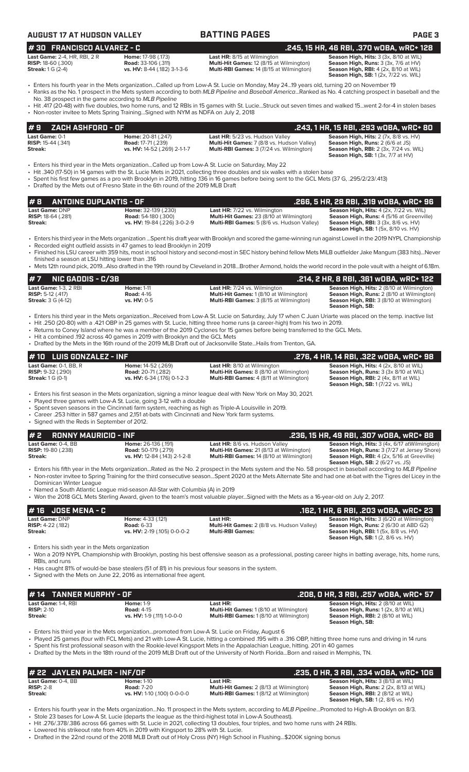## AUGUST 17 AT HUDSON VALLEY — BATTING PAGES

### # 30 FRANCISCO ALVAREZ - C — .245, 15 HR, 46 RBI, .370 wOBA, wRC+ 128

| | | | |
|---|---|---|---|
| **Last Game:** 2-4, HR, RBI, 2 R | **Home:** 17-98 (.173) | **Last HR:** 8/15 at Wilmington | **Season High, Hits:** 3 (3x, 8/10 at WIL) |
| **RISP:** 18-60 (.300) | **Road:** 33-106 (.311) | **Multi-Hit Games:** 12 (8/15 at Wilmington) | **Season High, Runs:** 3 (3x, 7/6 at HV) |
| **Streak:** 1 G (2-4) | **vs. HV:** 8-44 (.182) 3-1-3-6 | **Multi-RBI Games:** 14 (8/15 at Wilmington) | **Season High, RBI:** 4 (2x, 8/10 at WIL) |
| | | | **Season High, SB:** 1 (2x, 7/22 vs. WIL) |

- Enters his fourth year in the Mets organization...Called up from Low-A St. Lucie on Monday, May 24...19 years old, turning 20 on November 19
- Ranks as the No. 1 prospect in the Mets system according to both *MLB Pipeline* and *Baseball America*...Ranked as No. 4 catching prospect in baseball and the No. 38 prospect in the game according to *MLB Pipeline*
- Hit .417 (20-48) with five doubles, two home runs, and 12 RBIs in 15 games with St. Lucie...Struck out seven times and walked 15...went 2-for-4 in stolen bases
- Non-roster invitee to Mets Spring Training...Signed with NYM as NDFA on July 2, 2018

### # 9 ZACH ASHFORD - OF — .243, 1 HR, 15 RBI, .293 wOBA, wRC+ 80

| | | | |
|---|---|---|---|
| **Last Game:** 0-1 | **Home:** 20-81 (.247) | **Last HR:** 5/23 vs. Hudson Valley | **Season High, Hits:** 2 (7x, 8/8 vs. HV) |
| **RISP:** 15-44 (.341) | **Road:** 17-71 (.239) | **Multi-Hit Games:** 7 (8/8 vs. Hudson Valley) | **Season High, Runs:** 2 (6/6 at JS) |
| **Streak:** | **vs. HV:** 14-52 (.269) 2-1-1-7 | **Multi-RBI Games:** 3 (7/24 vs. Wilmington) | **Season High, RBI:** 2 (3x, 7/24 vs. WIL) |
| | | | **Season High, SB:** 1 (3x, 7/7 at HV) |

- Enters his third year in the Mets organization...Called up from Low-A St. Lucie on Saturday, May 22
- Hit .340 (17-50) in 14 games with the St. Lucie Mets in 2021, collecting three doubles and six walks with a stolen base
- Spent his first few games as a pro with Brooklyn in 2019, hitting .136 in 16 games before being sent to the GCL Mets (37 G, .295/2/23/.413)
- Drafted by the Mets out of Fresno State in the 6th round of the 2019 MLB Draft

### # 8 ANTOINE DUPLANTIS - OF — .266, 5 HR, 28 RBI, .319 wOBA, wRC+ 96

| | | | |
|---|---|---|---|
| **Last Game:** DNP | **Home:** 32-139 (.230) | **Last HR:** 7/22 vs. Wilmington | **Season High, Hits:** 4 (2x, 7/22 vs. WIL) |
| **RISP:** 18-64 (.281) | **Road:** 54-180 (.300) | **Multi-Hit Games:** 18 (8/13 at Wilmington) | **Season High, Runs:** 4 (5/16 at Greenville) |
| **Streak:** | **vs. HV:** 19-84 (.226) 3-0-2-9 | **Multi-RBI Games:** 5 (8/6 vs. Hudson Valley) | **Season High, RBI:** 3 (3x, 8/6 vs. HV) |
| | | | **Season High, SB:** 1 (5x, 8/10 vs. HV) |

- Enters his third year in the Mets organization ...Spent his draft year with Brooklyn and scored the game-winning run against Lowell in the 2019 NYPL Championship
- Recorded eight outfield assists in 47 games to lead Brooklyn in 2019
- Finished his LSU career with 359 hits, most in school history and second-most in SEC history behind fellow Mets MiLB outfielder Jake Mangum (383 hits)...Never finished a season at LSU hitting lower than .316
- Mets 12th round pick, 2019...Also drafted in the 19th round by Cleveland in 2018...Brother Armond, holds the world record in the pole vault with a height of 6.18m.

### # 7 NIC GADDIS - C/3B — .214, 2 HR, 8 RBI, .361 wOBA, wRC+ 122

| | | | |
|---|---|---|---|
| **Last Game:** 1-3, 2 RBI | **Home:** 1-11 | **Last HR:** 7/24 vs. Wilmington | **Season High, Hits:** 2 (8/10 at Wilmington) |
| **RISP:** 5-12 (.417) | **Road:** 4-16 | **Multi-Hit Games:** 1 (8/10 at Wilmington) | **Season High, Runs:** 2 (8/10 at Wilmington) |
| **Streak:** 3 G (4-12) | **vs. HV:** 0-5 | **Multi-RBI Games:** 3 (8/15 at Wilmington) | **Season High, RBI:** 3 (8/10 at Wilmington) |
| | | | **Season High, SB:** |

- Enters his third year in the Mets organization...Received from Low-A St. Lucie on Saturday, July 17 when C Juan Uriarte was placed on the temp. inactive list
- Hit .250 (20-80) with a .421 OBP in 25 games with St. Lucie, hitting three home runs (a career-high) from his two in 2019.
- Returns to Coney Island where he was a member of the 2019 Cyclones for 15 games before being transferred to the GCL Mets.
- Hit a combined .192 across 40 games in 2019 with Brooklyn and the GCL Mets
- Drafted by the Mets in the 16th round of the 2019 MLB Draft out of Jacksonville State...Hails from Trenton, GA.

### # 10 LUIS GONZALEZ - INF — .276, 4 HR, 14 RBI, .322 wOBA, wRC+ 98

| | | | |
|---|---|---|---|
| **Last Game:** 0-1, BB, R | **Home:** 14-52 (.269) | **Last HR:** 8/10 at Wilmington | **Season High, Hits:** 4 (2x, 8/10 at WIL) |
| **RISP:** 9-32 (.290) | **Road:** 20-71 (.282) | **Multi-Hit Games:** 8 (8/10 at Wilmington) | **Season High, Runs:** 3 (3x 8/10 at WIL) |
| **Streak:** 1 G (0-1) | **vs. HV:** 6-34 (.176) 0-1-2-3 | **Multi-RBI Games:** 4 (8/11 at Wilmington) | **Season High, RBI:** 2 (4x, 8/11 at WIL) |
| | | | **Season High, SB:** 1 (7/22 vs. WIL) |

- Enters his first season in the Mets organization, signing a minor league deal with New York on May 30, 2021.
- Played three games with Low-A St. Lucie, going 3-12 with a double
- Spent seven seasons in the Cincinnati farm system, reaching as high as Triple-A Louisville in 2019.
- Career .253 hitter in 587 games and 2,151 at-bats with Cincinnati and New York farm systems.
- Signed with the Reds in September of 2012.

### # 2 RONNY MAURICIO - INF — .236, 15 HR, 49 RBI, .307 wOBA, wRC+ 88

| | | | |
|---|---|---|---|
| **Last Game:** 0-4, BB | **Home:** 26-136 (.191) | **Last HR:** 8/6 vs. Hudson Valley | **Season High, Hits:** 3 (4x, 6/17 atWilmington) |
| **RISP:** 19-80 (.238) | **Road:** 50-179 (.279) | **Multi-Hit Games:** 21 (8/13 at Wilmington) | **Season High, Runs:** 3 (7/27 at Jersey Shore) |
| **Streak:** | **vs. HV:** 12-84 (.143) 2-1-2-8 | **Multi-RBI Games:** 14 (8/10 at Wilmington) | **Season High, RBI:** 4 (2x, 5/16 at Greeville) |
| | | | **Season High, SB:** 2 (6/27 vs. JS) |

- Enters his fifth year in the Mets organization...Rated as the No. 2 prospect in the Mets system and the No. 58 prospect in baseball according to *MLB Pipeline*
- Non-roster invitee to Spring Training for the third consecutive season...Spent 2020 at the Mets Alternate Site and had one at-bat with the Tigres del Licey in the Dominican Winter League
- Named a South Atlantic League mid-season All-Star with Columbia (A) in 2019
- Won the 2018 GCL Mets Sterling Award, given to the team's most valuable player...Signed with the Mets as a 16-year-old on July 2, 2017.

### # 16 JOSE MENA - C — .162, 1 HR, 6 RBI, .203 wOBA, wRC+ 23

| | | | |
|---|---|---|---|
| **Last Game:** DNP | **Home:** 4-33 (.121) | **Last HR:** | **Season High, Hits:** 3 (6/20 at Wilmington) |
| **RISP:** 4-22 (.182) | **Road:** 6-33 | **Multi-Hit Games:** 2 (8/8 vs. Hudson Valley) | **Season High, Runs:** 2 (6/30 at ABD G2) |
| **Streak:** | **vs. HV:** 2-19 (.105) 0-0-0-2 | **Multi-RBI Games:** | **Season High, RBI:** 1 (5x, 8/8 vs. HV) |
| | | | **Season High, SB:** 1 (2, 8/6 vs. HV) |

- Enters his sixth year in the Mets organization
- Won a 2019 NYPL Championship with Brooklyn, posting his best offensive season as a professional, posting career highs in batting average, hits, home runs, RBIs, and runs
- Has caught 81% of would-be base stealers (51 of 81) in his previous four seasons in the system.
- Signed with the Mets on June 22, 2016 as international free agent.

### # 14 TANNER MURPHY - OF — .208, 0 HR, 3 RBI, .257 wOBA, wRC+ 57

| | | | |
|---|---|---|---|
| **Last Game:** 1-4, RBI | **Home:** 1-9 | **Last HR:** | **Season High, Hits:** 2 (8/10 at WIL) |
| **RISP:** 2-10 | **Road:** 4-15 | **Multi-Hit Games:** 1 (8/10 at Wilmington) | **Season High, Runs:** 1 (2x, 8/10 at WIL) |
| **Streak:** | **vs. HV:** 1-9 (.111) 1-0-0-0 | **Multi-RBI Games:** 1 (8/10 at Wilmington) | **Season High, RBI:** 2 (8/10 at WIL) |
| | | | **Season High, SB:** |

- Enters his third year in the Mets organization...promoted from Low-A St. Lucie on Friday, August 6
- Played 25 games (four with FCL Mets) and 21 with Low-A St. Lucie, hitting a combined .195 with a .316 OBP, hitting three home runs and driving in 14 runs
- Spent his first professional season with the Rookie-level Kingsport Mets in the Appalachian League, hitting. 201 in 40 games
- Drafted by the Mets in the 18th round of the 2019 MLB Draft out of the University of North Florida...Born and raised in Memphis, TN.

### # 22 JAYLEN PALMER - INF/OF — .235, 0 HR, 3 RBI, .334 wOBA, wRC+ 106

| | | | |
|---|---|---|---|
| **Last Game:** 0-4, BB | **Home:** 1-10 | **Last HR:** | **Season High, Hits:** 3 (8/13 at WIL) |
| **RISP:** 2-8 | **Road:** 7-20 | **Multi-Hit Games:** 2 (8/13 at Wilmington) | **Season High, Runs:** 2 (2x, 8/13 at WIL) |
| **Streak:** | **vs. HV:** 1-10 (.100) 0-0-0-0 | **Multi-RBI Games:** 1 (8/12 at Wilmington) | **Season High, RBI:** 2 (8/12 at WIL) |
| | | | **Season High, SB:** 1 (2, 8/6 vs. HV) |

- Enters his fourth year in the Mets organization...No. 11 prospect in the Mets system, according to *MLB Pipeline*...Promoted to High-A Brooklyn on 8/3.
- Stole 23 bases for Low-A St. Lucie (departs the league as the third-highest total in Low-A Southeast).
- Hit .276/.378/.386 across 66 games with St. Lucie in 2021, collecting 13 doubles, four triples, and two home runs with 24 RBIs.
- Lowered his strikeout rate from 40% in 2019 with Kingsport to 28% with St. Lucie.
- Drafted in the 22nd round of the 2018 MLB Draft out of Holy Cross (NY) High School in Flushing...$200K signing bonus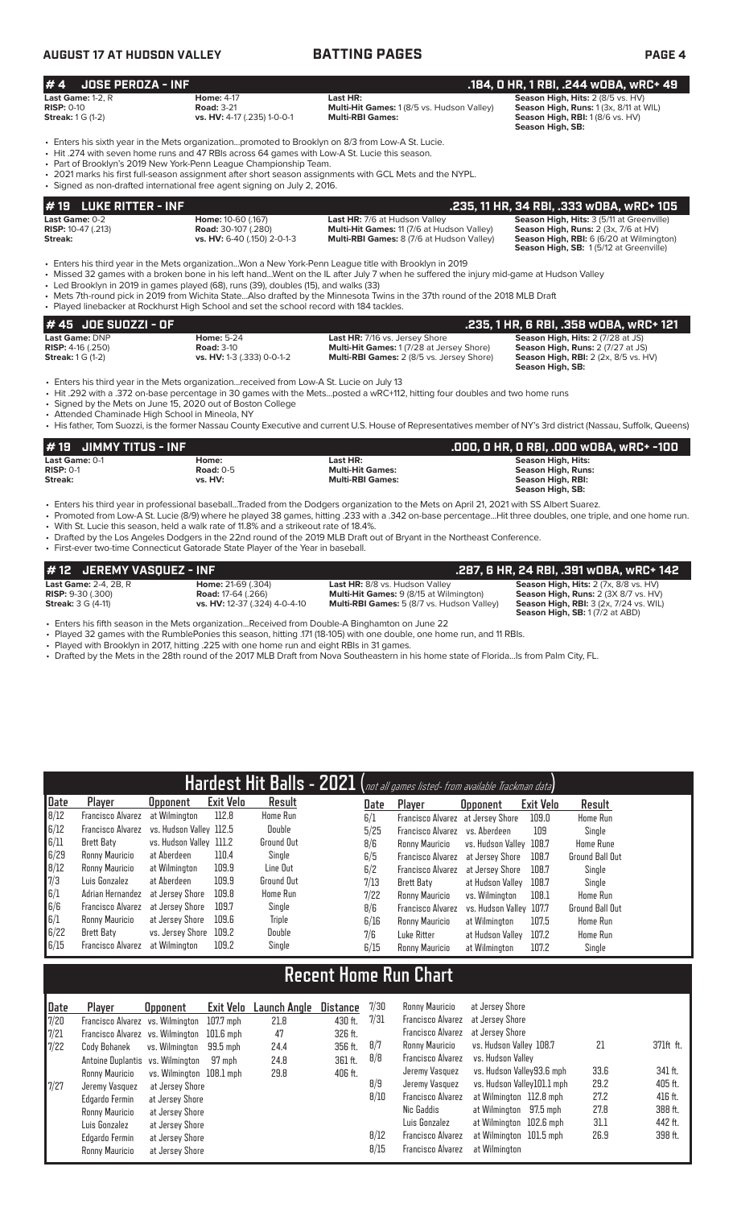## # 4 JOSE PEROZA - INF

**.184, 0 HR, 1 RBI, .244 wOBA, wRC+ 49**

| | | | |
|---|---|---|---|
| **Last Game:** 1-2, R | **Home:** 4-17 | **Last HR:** | **Season High, Hits:** 2 (8/5 vs. HV) |
| **RISP:** 0-10 | **Road:** 3-21 | **Multi-Hit Games:** 1 (8/5 vs. Hudson Valley) | **Season High, Runs:** 1 (3x, 8/11 at WIL) |
| **Streak:** 1 G (1-2) | **vs. HV:** 4-17 (.235) 1-0-0-1 | **Multi-RBI Games:** | **Season High, RBI:** 1 (8/6 vs. HV) |
| | | | **Season High, SB:** |

- Enters his sixth year in the Mets organization...promoted to Brooklyn on 8/3 from Low-A St. Lucie.
- Hit .274 with seven home runs and 47 RBIs across 64 games with Low-A St. Lucie this season.
- Part of Brooklyn's 2019 New York-Penn League Championship Team.
- 2021 marks his first full-season assignment after short season assignments with GCL Mets and the NYPL.
- Signed as non-drafted international free agent signing on July 2, 2016.

## # 19 LUKE RITTER - INF

**.235, 11 HR, 34 RBI, .333 wOBA, wRC+ 105**

| | | | |
|---|---|---|---|
| **Last Game:** 0-2 | **Home:** 10-60 (.167) | **Last HR:** 7/6 at Hudson Valley | **Season High, Hits:** 3 (5/11 at Greenville) |
| **RISP:** 10-47 (.213) | **Road:** 30-107 (.280) | **Multi-Hit Games:** 11 (7/6 at Hudson Valley) | **Season High, Runs:** 2 (3x, 7/6 at HV) |
| **Streak:** | **vs. HV:** 6-40 (.150) 2-0-1-3 | **Multi-RBI Games:** 8 (7/6 at Hudson Valley) | **Season High, RBI:** 6 (6/20 at Wilmington) |
| | | | **Season High, SB:** 1 (5/12 at Greenville) |

- Enters his third year in the Mets organization...Won a New York-Penn League title with Brooklyn in 2019
- Missed 32 games with a broken bone in his left hand...Went on the IL after July 7 when he suffered the injury mid-game at Hudson Valley
- Led Brooklyn in 2019 in games played (68), runs (39), doubles (15), and walks (33)
- Mets 7th-round pick in 2019 from Wichita State...Also drafted by the Minnesota Twins in the 37th round of the 2018 MLB Draft
- Played linebacker at Rockhurst High School and set the school record with 184 tackles.

## # 45 JOE SUOZZI - OF

**.235, 1 HR, 6 RBI, .358 wOBA, wRC+ 121**

| | | | |
|---|---|---|---|
| **Last Game:** DNP | **Home:** 5-24 | **Last HR:** 7/16 vs. Jersey Shore | **Season High, Hits:** 2 (7/28 at JS) |
| **RISP:** 4-16 (.250) | **Road:** 3-10 | **Multi-Hit Games:** 1 (7/28 at Jersey Shore) | **Season High, Runs:** 2 (7/27 at JS) |
| **Streak:** 1 G (1-2) | **vs. HV:** 1-3 (.333) 0-0-1-2 | **Multi-RBI Games:** 2 (8/5 vs. Jersey Shore) | **Season High, RBI:** 2 (2x, 8/5 vs. HV) |
| | | | **Season High, SB:** |

- Enters his third year in the Mets organization...received from Low-A St. Lucie on July 13
- Hit .292 with a .372 on-base percentage in 30 games with the Mets...posted a wRC+112, hitting four doubles and two home runs
- Signed by the Mets on June 15, 2020 out of Boston College
- Attended Chaminade High School in Mineola, NY
- His father, Tom Suozzi, is the former Nassau County Executive and current U.S. House of Representatives member of NY's 3rd district (Nassau, Suffolk, Queens)

## # 19 JIMMY TITUS - INF

**.000, 0 HR, 0 RBI, .000 wOBA, wRC+ -100**

| | | | |
|---|---|---|---|
| **Last Game:** 0-1 | **Home:** | **Last HR:** | **Season High, Hits:** |
| **RISP:** 0-1 | **Road:** 0-5 | **Multi-Hit Games:** | **Season High, Runs:** |
| **Streak:** | **vs. HV:** | **Multi-RBI Games:** | **Season High, RBI:** |
| | | | **Season High, SB:** |

- Enters his third year in professional baseball...Traded from the Dodgers organization to the Mets on April 21, 2021 with SS Albert Suarez.
- Promoted from Low-A St. Lucie (8/9) where he played 38 games, hitting .233 with a .342 on-base percentage...Hit three doubles, one triple, and one home run.
- With St. Lucie this season, held a walk rate of 11.8% and a strikeout rate of 18.4%.
- Drafted by the Los Angeles Dodgers in the 22nd round of the 2019 MLB Draft out of Bryant in the Northeast Conference.
- First-ever two-time Connecticut Gatorade State Player of the Year in baseball.

## # 12 JEREMY VASQUEZ - INF

**.287, 6 HR, 24 RBI, .391 wOBA, wRC+ 142**

| | | | |
|---|---|---|---|
| **Last Game:** 2-4, 2B, R | **Home:** 21-69 (.304) | **Last HR:** 8/8 vs. Hudson Valley | **Season High, Hits:** 2 (7x, 8/8 vs. HV) |
| **RISP:** 9-30 (.300) | **Road:** 17-64 (.266) | **Multi-Hit Games:** 9 (8/15 at Wilmington) | **Season High, Runs:** 2 (3X 8/7 vs. HV) |
| **Streak:** 3 G (4-11) | **vs. HV:** 12-37 (.324) 4-0-4-10 | **Multi-RBI Games:** 5 (8/7 vs. Hudson Valley) | **Season High, RBI:** 3 (2x, 7/24 vs. WIL) |
| | | | **Season High, SB:** 1 (7/2 at ABD) |

- Enters his fifth season in the Mets organization...Received from Double-A Binghamton on June 22
- Played 32 games with the RumblePonies this season, hitting .171 (18-105) with one double, one home run, and 11 RBIs.
- Played with Brooklyn in 2017, hitting .225 with one home run and eight RBIs in 31 games.
- Drafted by the Mets in the 28th round of the 2017 MLB Draft from Nova Southeastern in his home state of Florida...Is from Palm City, FL.

## Hardest Hit Balls - 2021 (not all games listed- from available Trackman data)

| Date | Player | Opponent | Exit Velo | Result |
|---|---|---|---|---|
| 8/12 | Francisco Alvarez | at Wilmington | 112.8 | Home Run |
| 6/12 | Francisco Alvarez | vs. Hudson Valley | 112.5 | Double |
| 6/11 | Brett Baty | vs. Hudson Valley | 111.2 | Ground Out |
| 6/29 | Ronny Mauricio | at Aberdeen | 110.4 | Single |
| 8/12 | Ronny Mauricio | at Wilmington | 109.9 | Line Out |
| 7/3 | Luis Gonzalez | at Aberdeen | 109.9 | Ground Out |
| 6/1 | Adrian Hernandez | at Jersey Shore | 109.8 | Home Run |
| 6/6 | Francisco Alvarez | at Jersey Shore | 109.7 | Single |
| 6/1 | Ronny Mauricio | at Jersey Shore | 109.6 | Triple |
| 6/22 | Brett Baty | vs. Jersey Shore | 109.2 | Double |
| 6/15 | Francisco Alvarez | at Wilmington | 109.2 | Single |
| 6/1 | Francisco Alvarez | at Jersey Shore | 109.0 | Home Run |
| 5/25 | Francisco Alvarez | vs. Aberdeen | 109 | Single |
| 8/6 | Ronny Mauricio | vs. Hudson Valley | 108.7 | Home Rune |
| 6/5 | Francisco Alvarez | at Jersey Shore | 108.7 | Ground Ball Out |
| 6/2 | Francisco Alvarez | at Jersey Shore | 108.7 | Single |
| 7/13 | Brett Baty | at Hudson Valley | 108.7 | Single |
| 7/22 | Ronny Mauricio | vs. Wilmington | 108.1 | Home Run |
| 8/6 | Francisco Alvarez | vs. Hudson Valley | 107.7 | Ground Ball Out |
| 6/16 | Ronny Mauricio | at Wilmington | 107.5 | Home Run |
| 7/6 | Luke Ritter | at Hudson Valley | 107.2 | Home Run |
| 6/15 | Ronny Mauricio | at Wilmington | 107.2 | Single |

## Recent Home Run Chart

| Date | Player | Opponent | Exit Velo | Launch Angle | Distance |
|---|---|---|---|---|---|
| 7/20 | Francisco Alvarez | vs. Wilmington | 107.7 mph | 21.8 | 430 ft. |
| 7/21 | Francisco Alvarez | vs. Wilmington | 101.6 mph | 47 | 326 ft. |
| 7/22 | Cody Bohanek | vs. Wilmington | 99.5 mph | 24.4 | 356 ft. |
| | Antoine Duplantis | vs. Wilmington | 97 mph | 24.8 | 361 ft. |
| | Ronny Mauricio | vs. Wilmington | 108.1 mph | 29.8 | 406 ft. |
| 7/27 | Jeremy Vasquez | at Jersey Shore | | | |
| | Edgardo Fermin | at Jersey Shore | | | |
| | Ronny Mauricio | at Jersey Shore | | | |
| | Luis Gonzalez | at Jersey Shore | | | |
| | Edgardo Fermin | at Jersey Shore | | | |
| | Ronny Mauricio | at Jersey Shore | | | |
| 7/30 | Ronny Mauricio | at Jersey Shore | | | |
| 7/31 | Francisco Alvarez | at Jersey Shore | | | |
| | Francisco Alvarez | at Jersey Shore | | | |
| 8/7 | Ronny Mauricio | vs. Hudson Valley | 108.7 | 21 | 371ft. ft. |
| 8/8 | Francisco Alvarez | vs. Hudson Valley | | | |
| | Jeremy Vasquez | vs. Hudson Valley | 93.6 mph | 33.6 | 341 ft. |
| 8/9 | Jeremy Vasquez | vs. Hudson Valley | 101.1 mph | 29.2 | 405 ft. |
| 8/10 | Francisco Alvarez | at Wilmington | 112.8 mph | 27.2 | 416 ft. |
| | Nic Gaddis | at Wilmington | 97.5 mph | 27.8 | 388 ft. |
| | Luis Gonzalez | at Wilmington | 102.6 mph | 31.1 | 442 ft. |
| 8/12 | Francisco Alvarez | at Wilmington | 101.5 mph | 26.9 | 398 ft. |
| 8/15 | Francisco Alvarez | at Wilmington | | | |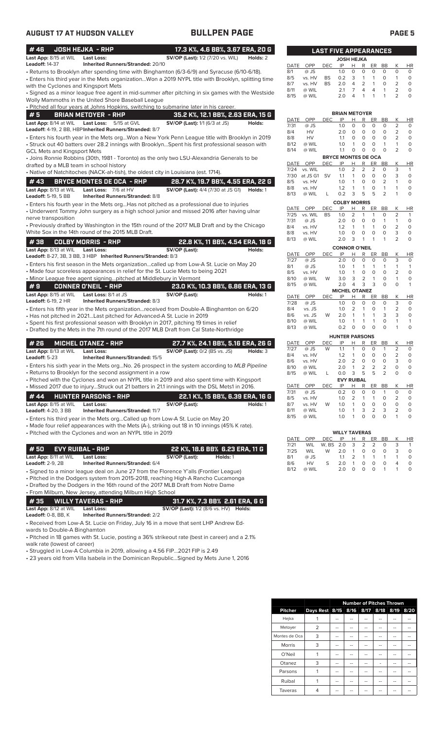## AUGUST 17 AT HUDSON VALLEY — BULLPEN PAGE

### #46 JOSH HEJKA - RHP — 17.3 K%, 4.6 BB%, 3.67 ERA, 20 G

**Last App:** 8/15 at WIL **Last Loss:** **SV/OP (Last):** 1/2 (7/20 vs. WIL) **Holds:** 2
**Leadoff:** 14-37 **Inherited Runners/Stranded:** 20/10

- Returns to Brooklyn after spending time with Binghamton (6/3-6/9) and Syracuse (6/10-6/18).
- Enters his third year in the Mets organization...Won a 2019 NYPL title with Brooklyn, splitting time with the Cyclones and Kingsport Mets
- Signed as a minor league free agent in mid-summer after pitching in six games with the Westside Wolly Mammoths in the United Shore Baseball League
- Pitched all four years at Johns Hopkins, switching to submarine later in his career.

### #5 BRIAN METOYER - RHP — 35.2 K%, 12.1 BB%, 2.63 ERA, 15 G

**Last App:** 8/14 at WIL **Last Loss:** 5/15 at GVL **SV/OP (Last):** 1/1 (6/3 at JS) **Holds:**
**Leadoff:** 4-19, 2 BB, HBP **Inherited Runners/Stranded:** 8/7

- Enters his fourth year in the Mets org...Won a New York Penn League title with Brooklyn in 2019
- Struck out 40 batters over 28.2 innings with Brooklyn...Spent his first professional season with GCL Mets and Kingsport Mets
- Joins Ronnie Robbins (30th, 1981 - Toronto) as the only two LSU-Alexandria Generals to be drafted by a MLB team in school history
- Native of Natchitoches (NACK-ah-tish), the oldest city in Louisiana (est. 1714).

### #43 BRYCE MONTES DE OCA - RHP — 28.7 K%, 19.7 BB%, 4.55 ERA, 22 G

**Last App:** 8/13 at WIL **Last Loss:** 7/6 at HV **SV/OP (Last):** 4/4 (7/30 at JS G1) **Holds:** 1
**Leadoff:** 5-19, 5 BB **Inherited Runners/Stranded:** 8/8

- Enters his fourth year in the Mets org...Has not pitched as a professional due to injuries
- Underwent Tommy John surgery as a high school junior and missed 2016 after having ulnar nerve transposition
- Previously drafted by Washington in the 15th round of the 2017 MLB Draft and by the Chicago White Sox in the 14th round of the 2015 MLB Draft.

### #38 COLBY MORRIS - RHP — 22.8 K%, 11 BB%, 4.54 ERA, 18 G

**Last App:** 8/13 at WIL **Last Loss:** **SV/OP (Last):** **Holds:**
**Leadoff:** 8-27, 3B, 3 BB, 3 HBP **Inherited Runners/Stranded:** 8/3

- Enters his first season in the Mets organization...called up from Low-A St. Lucie on May 20
- Made four scoreless appearances in relief for the St. Lucie Mets to being 2021
- Minor League free agent signing...pitched at Middlebury in Vermont

### #9 CONNER O'NEIL - RHP — 23.0 K%, 10.3 BB%, 6.86 ERA, 13 G

**Last App:** 8/15 at WIL **Last Loss:** 8/1 at JS **SV/OP (Last):** **Holds:** 1
**Leadoff:** 6-19, 2 HR **Inherited Runners/Stranded:** 8/3

- Enters his fifth year in the Mets organization...received from Double-A Binghamton on 6/20
- Has not pitched in 2021...Last pitched for Advanced-A St. Lucie in 2019
- Spent his first professional season with Brooklyn in 2017, pitching 19 times in relief
- Drafted by the Mets in the 7th round of the 2017 MLB Draft from Cal State-Northridge

### #26 MICHEL OTANEZ - RHP — 27.7 K%, 24.1 BB%, 5.16 ERA, 26 G

**Last App:** 8/13 at WIL **Last Loss:** **SV/OP (Last):** 0/2 (BS vs. JS) **Holds:** 3
**Leadoff:** 5-23 **Inherited Runners/Stranded:** 15/5

- Enters his sixth year in the Mets org...No. 26 prospect in the system according to *MLB Pipeline*
- Returns to Brooklyn for the second assignment in a row
- Pitched with the Cyclones and won an NYPL title in 2019 and also spent time with Kingsport
- Missed 2017 due to injury...Struck out 21 batters in 21.1 innings with the DSL Mets1 in 2016.

### #44 HUNTER PARSONS - RHP — 22.1 K%, 15 BB%, 6.39 ERA, 16 G

**Last App:** 8/15 at WIL **Last Loss:** **SV/OP (Last):** **Holds:** 1
**Leadoff:** 4-20, 3 BB **Inherited Runners/Stranded:** 11/7

- Enters his third year in the Mets org...Called up from Low-A St. Lucie on May 20
- Made four relief appearances with the Mets (A-), striking out 18 in 10 innings (45% K rate).
- Pitched with the Cyclones and won an NYPL title in 2019

### #50 EVY RUIBAL - RHP — 22 K%, 18.6 BB% 6.23 ERA, 11 G

**Last App:** 8/11 at WIL **Last Loss:** **SV/OP (Last):** **Holds:** 1
**Leadoff:** 2-9, 2B **Inherited Runners/Stranded:** 6/4

- Signed to a minor league deal on June 27 from the Florence Y'alls (Frontier League)
- Pitched in the Dodgers system from 2015-2018, reaching High-A Rancho Cucamonga
- Drafted by the Dodgers in the 16th round of the 2017 MLB Draft from Notre Dame
- From Milburn, New Jersey, attending Milburn High School

### #35 WILLY TAVERAS - RHP — 31.7 K%, 7.3 BB% 2.61 ERA, 6 G

**Last App:** 8/12 at WIL **Last Loss:** **SV/OP (Last):** 1/2 (8/6 vs. HV) **Holds:**
**Leadoff:** 0-8, BB, K **Inherited Runners/Stranded:** 2/2

- Received from Low-A St. Lucie on Friday, July 16 in a move that sent LHP Andrew Edwards to Double-A Binghamton
- Pitched in 18 games with St. Lucie, posting a 36% strikeout rate (best in career) and a 2.1% walk rate (lowest of career)
- Struggled in Low-A Columbia in 2019, allowing a 4.56 FIP...2021 FIP is 2.49
- 23 years old from Villa Isabela in the Dominican Republic...Signed by Mets June 1, 2016

## LAST FIVE APPEARANCES

**JOSH HEJKA**

| DATE | OPP | DEC | IP | H | R | ER | BB | K | HR |
|---|---|---|---|---|---|---|---|---|---|
| 8/1 | @ JS | | 1.0 | 0 | 0 | 0 | 0 | 0 | 0 |
| 8/5 | vs. HV | BS | 0.2 | 3 | 1 | 1 | 0 | 1 | 0 |
| 8/7 | vs. HV | BS | 2.0 | 4 | 2 | 1 | 0 | 2 | 0 |
| 8/11 | @ WIL | | 2.1 | 7 | 4 | 4 | 1 | 2 | 0 |
| 8/15 | @ WIL | | 2.0 | 4 | 1 | 1 | 1 | 2 | 0 |

**BRIAN METOYER**

| DATE | OPP | DEC | IP | H | R | ER | BB | K | HR |
|---|---|---|---|---|---|---|---|---|---|
| 7/31 | @ JS | | 1.0 | 0 | 0 | 0 | 0 | 2 | 0 |
| 8/4 | HV | | 2.0 | 0 | 0 | 0 | 0 | 2 | 0 |
| 8/8 | HV | | 1.1 | 0 | 0 | 0 | 0 | 2 | 0 |
| 8/12 | @ WIL | | 1.0 | 1 | 0 | 0 | 1 | 1 | 0 |
| 8/14 | @ WIL | | 1.1 | 0 | 0 | 0 | 0 | 2 | 0 |

**BRYCE MONTES DE OCA**

| DATE | OPP | DEC | IP | H | R | ER | BB | K | HR |
|---|---|---|---|---|---|---|---|---|---|
| 7/24 | vs. WIL | | 1.0 | 2 | 2 | 2 | 0 | 3 | 1 |
| 7/30 | at JS G1 | SV | 1.1 | 1 | 0 | 0 | 0 | 3 | 0 |
| 8/5 | vs. HV | | 1.0 | 1 | 0 | 0 | 2 | 1 | 0 |
| 8/8 | vs. HV | | 1.2 | 1 | 1 | 0 | 1 | 1 | 0 |
| 8/13 | @ WIL | L | 0.2 | 3 | 5 | 5 | 2 | 1 | 0 |

**COLBY MORRIS**

| DATE | OPP | DEC | IP | H | R | ER | BB | K | HR |
|---|---|---|---|---|---|---|---|---|---|
| 7/25 | vs. WIL | BS | 1.0 | 2 | 1 | 1 | 0 | 2 | 1 |
| 7/31 | @ JS | | 2.0 | 0 | 0 | 0 | 0 | 1 | 0 |
| 8/4 | vs. HV | | 1.2 | 1 | 1 | 1 | 0 | 2 | 0 |
| 8/8 | vs. HV | | 1.0 | 0 | 0 | 0 | 0 | 3 | 0 |
| 8/13 | @ WIL | | 2.0 | 3 | 1 | 1 | 1 | 2 | 0 |

**CONNOR O'NEIL**

| DATE | OPP | DEC | IP | H | R | ER | BB | K | HR |
|---|---|---|---|---|---|---|---|---|---|
| 7/27 | @ JS | | 2.0 | 0 | 0 | 0 | 0 | 3 | 0 |
| 8/1 | @ JS | | 1.0 | 1 | 1 | 1 | 1 | 1 | 1 |
| 8/5 | vs. HV | | 1.0 | 1 | 0 | 0 | 0 | 2 | 0 |
| 8/10 | @ WIL | W | 3.0 | 3 | 2 | 1 | 0 | 1 | 0 |
| 8/15 | @ WIL | | 2.0 | 4 | 3 | 3 | 0 | 0 | 1 |

**MICHEL OTANEZ**

| DATE | OPP | DEC | IP | H | R | ER | BB | K | HR |
|---|---|---|---|---|---|---|---|---|---|
| 7/28 | @ JS | | 1.0 | 0 | 0 | 0 | 0 | 3 | 0 |
| 8/4 | vs. JS | | 1.0 | 2 | 1 | 0 | 1 | 2 | 0 |
| 8/6 | vs. JS | W | 2.0 | 1 | 1 | 1 | 3 | 3 | 0 |
| 8/10 | @ WIL | | 1.0 | 1 | 1 | 1 | 0 | 1 | 1 |
| 8/13 | @ WIL | | 0.2 | 0 | 0 | 0 | 0 | 1 | 0 |

**HUNTER PARSONS**

| DATE | OPP | DEC | IP | H | R | ER | BB | K | HR |
|---|---|---|---|---|---|---|---|---|---|
| 7/27 | @ JS | W | 1.1 | 1 | 0 | 0 | 1 | 2 | 0 |
| 8/4 | vs. HV | | 1.2 | 1 | 0 | 0 | 0 | 2 | 0 |
| 8/6 | vs. HV | | 2.0 | 2 | 0 | 0 | 0 | 3 | 0 |
| 8/10 | @ WIL | | 2.0 | 1 | 2 | 2 | 2 | 0 | 0 |
| 8/15 | @ WIL | L | 0.0 | 3 | 5 | 5 | 2 | 0 | 0 |

**EVY RUIBAL**

| DATE | OPP | DEC | IP | H | R | ER | BB | K | HR |
|---|---|---|---|---|---|---|---|---|---|
| 7/31 | @ JS | | 0.2 | 0 | 0 | 0 | 1 | 0 | 0 |
| 8/5 | vs. HV | | 1.0 | 2 | 1 | 1 | 0 | 2 | 0 |
| 8/7 | vs. HV | W | 1.0 | 1 | 0 | 0 | 0 | 0 | 0 |
| 8/11 | @ WIL | | 1.0 | 1 | 3 | 2 | 3 | 2 | 0 |
| 8/15 | @ WIL | | 1.0 | 1 | 0 | 0 | 0 | 1 | 0 |

**WILLY TAVERAS**

| DATE | OPP | DEC | IP | H | R | ER | BB | K | HR |
|---|---|---|---|---|---|---|---|---|---|
| 7/21 | WIL | W, BS | 2.0 | 3 | 2 | 2 | 0 | 3 | 1 |
| 7/25 | WIL | W | 2.0 | 1 | 0 | 0 | 0 | 3 | 0 |
| 8/1 | @ JS | | 1.1 | 2 | 1 | 1 | 1 | 1 | 0 |
| 8/6 | HV | S | 2.0 | 1 | 0 | 0 | 0 | 4 | 0 |
| 8/12 | @ WIL | | 2.0 | 0 | 0 | 0 | 1 | 1 | 0 |

## Number of Pitches Thrown

| Pitcher | Days Rest | 8/15 | 8/16 | 8/17 | 8/18 | 8/19 | 8/20 |
|---|---|---|---|---|---|---|---|
| Hejka | 1 | -- | -- | -- | -- | -- | -- |
| Metoyer | 2 | -- | -- | -- | -- | -- | -- |
| Montes de Oca | 3 | -- | -- | -- | -- | -- | -- |
| Morris | 3 | -- | -- | -- | -- | -- | -- |
| O'Neil | 1 | -- | -- | -- | -- | -- | -- |
| Otanez | 3 | -- | -- | -- | - | -- | -- |
| Parsons | 1 | -- | -- | -- | -- | -- | -- |
| Ruibal | 1 | -- | -- | -- | -- | -- | -- |
| Taveras | 4 | -- | -- | -- | -- | -- | -- |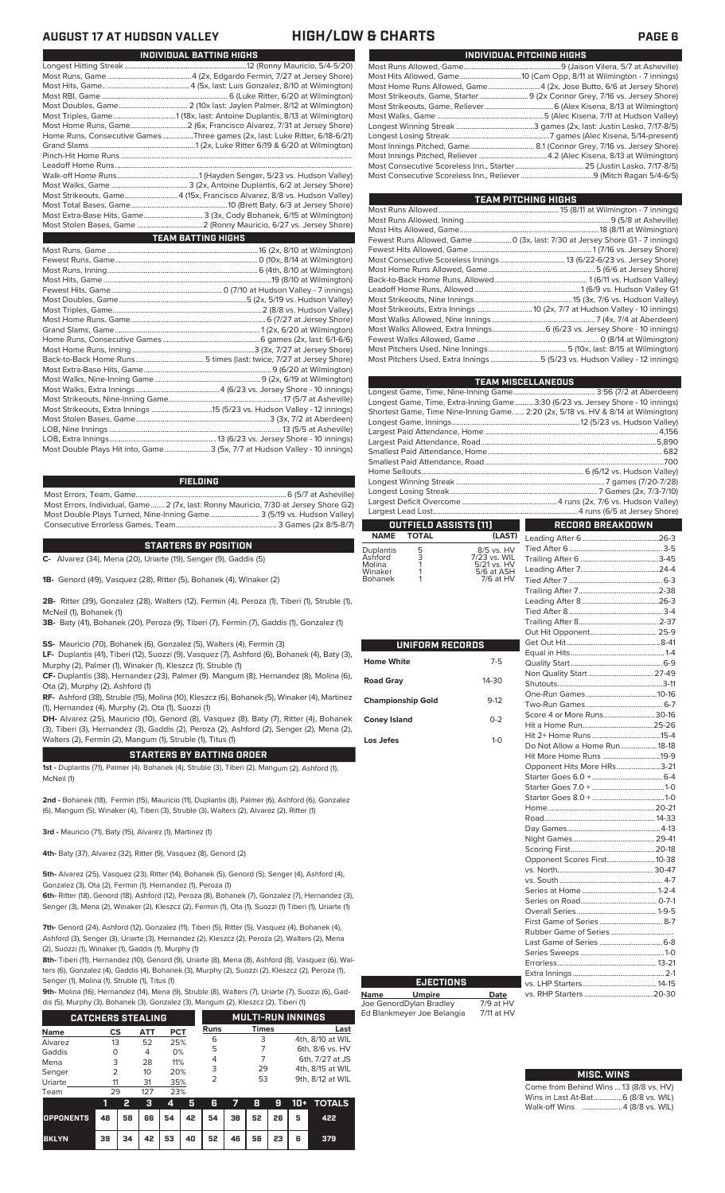# AUGUST 17 AT HUDSON VALLEY — HIGH/LOW & CHARTS

## INDIVIDUAL BATTING HIGHS

| | |
|---|---|
| Longest Hitting Streak | 12 (Ronny Mauricio, 5/4-5/20) |
| Most Runs, Game | 4 (2x, Edgardo Fermin, 7/27 at Jersey Shore) |
| Most Hits, Game. | 4 (5x, last: Luis Gonzalez, 8/10 at Wilmington) |
| Most RBI, Game | 6 (Luke Ritter, 6/20 at Wilmington) |
| Most Doubles, Game | 2 (10x last: Jaylen Palmer, 8/12 at Wilmington) |
| Most Triples, Game | 1 (18x, last: Antoine Duplantis, 8/13 at Wilmington) |
| Most Home Runs, Game | 2 (6x, Francisco Alvarez, 7/31 at Jersey Shore) |
| Home Runs, Consecutive Games | Three games (2x, last: Luke Ritter, 6/18-6/21) |
| Grand Slams | 1 (2x, Luke Ritter 6/19 & 6/20 at Wilmington) |
| Pinch-Hit Home Runs | |
| Leadoff Home Runs | |
| Walk-off Home Runs | 1 (Hayden Senger, 5/23 vs. Hudson Valley) |
| Most Walks, Game | 3 (2x, Antoine Duplantis, 6/2 at Jersey Shore) |
| Most Strikeouts, Game | 4 (15x, Francisco Alvarez, 8/8 vs. Hudson Valley) |
| Most Total Bases, Game | 10 (Brett Baty, 6/3 at Jersey Shore) |
| Most Extra-Base Hits, Game | 3 (3x, Cody Bohanek, 6/15 at Wilmington) |
| Most Stolen Bases, Game | 2 (Ronny Mauricio, 6/27 vs. Jersey Shore) |

## TEAM BATTING HIGHS

| | |
|---|---|
| Most Runs, Game | 16 (2x, 8/10 at Wilmington) |
| Fewest Runs, Game | 0 (10x, 8/14 at Wilmington) |
| Most Runs, Inning | 6 (4th, 8/10 at Wilmington) |
| Most Hits, Game | 19 (8/10 at Wilmington) |
| Fewest Hits, Game | 0 (7/10 at Hudson Valley - 7 innings) |
| Most Doubles, Game | 5 (2x, 5/19 vs. Hudson Valley) |
| Most Triples, Game | 2 (8/8 vs. Hudson Valley) |
| Most Home Runs, Game | 6 (7/27 at Jersey Shore) |
| Grand Slams, Game | 1 (2x, 6/20 at Wilmington) |
| Home Runs, Consecutive Games | 6 games (2x, last: 6/1-6/6) |
| Most Home Runs, Inning | 3 (3x, 7/27 at Jersey Shore) |
| Back-to-Back Home Runs | 5 times (last: twice, 7/27 at Jersey Shore) |
| Most Extra-Base Hits, Game | 9 (6/20 at Wilmington) |
| Most Walks, Nine-Inning Game | 9 (2x, 6/19 at Wilmington) |
| Most Walks, Extra Innings | 4 (6/23 vs. Jersey Shore - 10 innings) |
| Most Strikeouts, Nine-Inning Game | 17 (5/7 at Asheville) |
| Most Strikeouts, Extra Innings | 15 (5/23 vs. Hudson Valley - 12 innings) |
| Most Stolen Bases, Game | 3 (3x, 7/2 at Aberdeen) |
| LOB, Nine Innings | 13 (5/5 at Asheville) |
| LOB, Extra Innings | 13 (6/23 vs. Jersey Shore - 10 innings) |
| Most Double Plays Hit into, Game | 3 (5x, 7/7 at Hudson Valley - 10 innings) |

## FIELDING

| | |
|---|---|
| Most Errors, Team, Game | 6 (5/7 at Asheville) |
| Most Errors, Individual, Game | 2 (7x, last: Ronny Mauricio, 7/30 at Jersey Shore G2) |
| Most Double Plays Turned, Nine-Inning Game | 3 (5/19 vs. Hudson Valley) |
| Consecutive Errorless Games, Team | 3 Games (2x 8/5-8/7) |

## STARTERS BY POSITION

**C-** Alvarez (34), Mena (20), Uriarte (19), Senger (9), Gaddis (5)

**1B-** Genord (49), Vasquez (28), Ritter (5), Bohanek (4), Winaker (2)

**2B-** Ritter (39), Gonzalez (28), Walters (12), Fermin (4), Peroza (1), Tiberi (1), Struble (1), McNeil (1), Bohanek (1)

**3B-** Baty (41), Bohanek (20), Peroza (9), Tiberi (7), Fermin (7), Gaddis (1), Gonzalez (1)

**SS-** Mauricio (70), Bohanek (6), Gonzalez (5), Walters (4), Fermin (3)

**LF-** Duplantis (41), Tiberi (12), Suozzi (9), Vasquez (7), Ashford (6), Bohanek (6), Baty (3), Murphy (2), Palmer (1), Winaker (1), Kleszcz (1), Struble (1)

**CF-** Duplantis (38), Hernandez (23), Palmer (9). Mangum (8), Hernandez (8), Molina (6), Ota (2), Murphy (2), Ashford (1)

**RF-** Ashford (38), Struble (15), Molina (10), Kleszcz (6), Bohanek (5), Winaker (4), Martinez (1), Hernandez (4), Murphy (2), Ota (1), Suozzi (1)

**DH-** Alvarez (25), Mauricio (10), Genord (8), Vasquez (8), Baty (7), Ritter (4), Bohanek (3), Tiberi (3), Hernandez (3), Gaddis (2), Peroza (2), Ashford (2), Senger (2), Mena (2), Walters (2), Fermin (2), Mangum (1), Struble (1), Titus (1)

## STARTERS BY BATTING ORDER

**1st -** Duplantis (71), Palmer (4). Bohanek (4), Struble (3), Tiberi (2), Mangum (2), Ashford (1), McNeil (1)

**2nd -** Bohanek (18), Fermin (15), Mauricio (11), Duplantis (8), Palmer (6), Ashford (6), Gonzalez (6), Mangum (5), Winaker (4), Tiberi (3), Struble (3), Walters (2), Alvarez (2), Ritter (1)

**3rd -** Mauricio (71), Baty (15), Alvarez (1), Martinez (1)

**4th-** Baty (37), Alvarez (32), Ritter (9), Vasquez (8), Genord (2)

**5th-** Alvarez (25), Vasquez (23), Ritter (14), Bohanek (5), Genord (5), Senger (4), Ashford (4), Gonzalez (3), Ota (2), Fermin (1), Hernandez (1), Peroza (1)

**6th-** Ritter (18), Genord (18), Ashford (12), Peroza (8), Bohanek (7), Gonzalez (7), Hernandez (3), Senger (3), Mena (2), Winaker (2), Kleszcz (2), Fermin (1), Ota (1), Suozzi (1) Tiberi (1), Uriarte (1)

**7th-** Genord (24), Ashford (12), Gonzalez (11), Tiberi (5), Ritter (5), Vasquez (4), Bohanek (4), Ashford (3), Senger (3), Uriarte (3), Hernandez (2), Kleszcz (2), Peroza (2), Walters (2), Mena (2), Suozzi (2), Winaker (1), Gaddis (1), Murphy (1)

**8th-** Tiberi (11), Hernandez (10), Genord (9), Uriarte (8), Mena (8), Ashford (8), Vasquez (6), Walters (6), Gonzalez (4), Gaddis (4), Bohanek (3), Murphy (3), Suozzi (2), Kleszcz (2), Peroza (1), Senger (1), Molina (1), Struble (1), Titus (1)

**9th-** Molina (16), Hernandez (14), Mena (9), Struble (8), Walters (7), Uriarte (7), Suozzi (6), Gaddis (5), Murphy (3), Bohanek (3), Gonzalez (3), Mangum (2), Kleszcz (2), Tiberi (2)

## CATCHERS STEALING

| Name | CS | ATT | PCT |
|---|---|---|---|
| Alvarez | 13 | 52 | 25% |
| Gaddis | 0 | 4 | 0% |
| Mena | 3 | 28 | 11% |
| Senger | 2 | 10 | 20% |
| Uriarte | 11 | 31 | 35% |
| Team | 29 | 127 | 23% |

## MULTI-RUN INNINGS

| Runs | Times | Last |
|---|---|---|
| 6 | 3 | 4th, 8/10 at WIL |
| 5 | 7 | 6th, 8/6 vs. HV |
| 4 | 7 | 6th, 7/27 at JS |
| 3 | 29 | 4th, 8/15 at WIL |
| 2 | 53 | 9th, 8/12 at WIL |

| | 1 | 2 | 3 | 4 | 5 | 6 | 7 | 8 | 9 | 10+ | TOTALS |
|---|---|---|---|---|---|---|---|---|---|---|---|
| OPPONENTS | 48 | 58 | 66 | 54 | 42 | 54 | 38 | 52 | 26 | 5 | 422 |
| BKLYN | 39 | 34 | 42 | 53 | 40 | 52 | 46 | 56 | 23 | 6 | 379 |

## INDIVIDUAL PITCHING HIGHS

| | |
|---|---|
| Most Runs Allowed, Game | 9 (Jaison Vilera, 5/7 at Asheville) |
| Most Hits Allowed, Game | 10 (Cam Opp, 8/11 at Wilmington - 7 innings) |
| Most Home Runs Allowed, Game | 4 (2x, Jose Butto, 6/6 at Jersey Shore) |
| Most Strikeouts, Game, Starter | 9 (2x Connor Grey, 7/16 vs. Jersey Shore) |
| Most Strikeouts, Game, Reliever | 6 (Alex Kisena, 8/13 at Wilmington) |
| Most Walks, Game | 5 (Alec Kisena, 7/11 at Hudson Valley) |
| Longest Winning Streak | 3 games (2x, last: Justin Lasko, 7/17-8/5) |
| Longest Losing Streak | 7 games (Alec Kisena, 5/14-present) |
| Most Innings Pitched, Game | 8.1 (Connor Grey, 7/16 vs. Jersey Shore) |
| Most Innings Pitched, Reliever | 4.2 (Alec Kisena, 8/13 at Wilmington) |
| Most Consecutive Scoreless Inn., Starter | 25 (Justin Lasko, 7/17-8/5) |
| Most Consecutive Scoreless Inn., Reliever | 9 (Mitch Ragan 5/4-6/5) |

## TEAM PITCHING HIGHS

| | |
|---|---|
| Most Runs Allowed | 15 (8/11 at Wilmington - 7 innings) |
| Most Runs Allowed, Inning | 9 (5/8 at Asheville) |
| Most Hits Allowed, Game | 18 (8/11 at Wilmington) |
| Fewest Runs Allowed, Game | 0 (3x, last: 7/30 at Jersey Shore G1 - 7 innings) |
| Fewest Hits Allowed, Game | 1 (7/16 vs. Jersey Shore) |
| Most Consecutive Scoreless Innings | 13 (6/22-6/23 vs. Jersey Shore) |
| Most Home Runs Allowed, Game | 5 (6/6 at Jersey Shore) |
| Back-to-Back Home Runs, Allowed | 1 (6/11 vs. Hudson Valley) |
| Leadoff Home Runs, Allowed | 1 (6/9 vs. Hudson Valley G1 |
| Most Strikeouts, Nine Innings | 15 (3x, 7/6 vs. Hudson Valley) |
| Most Strikeouts, Extra Innings | 10 (2x, 7/7 at Hudson Valley - 10 innings) |
| Most Walks Allowed, Nine Innings | 7 (4x, 7/4 at Aberdeen) |
| Most Walks Allowed, Extra Innings | 6 (6/23 vs. Jersey Shore - 10 innings) |
| Fewest Walks Allowed, Game | 0 (8/14 at Wilmington) |
| Most Pitchers Used, Nine Innings | 5 (10x, last: 8/15 at Wilmington) |
| Most Pitchers Used, Extra Innings | 5 (5/23 vs. Hudson Valley - 12 innings) |

## TEAM MISCELLANEOUS

| | |
|---|---|
| Longest Game, Time, Nine-Inning Game | 3:56 (7/2 at Aberdeen) |
| Longest Game, Time, Extra-Inning Game | 3:30 (6/23 vs. Jersey Shore - 10 innings) |
| Shortest Game, Time, Nine-Inning Game | 2:20 (2x, 5/18 vs. HV & 8/14 at Wilmington) |
| Longest Game, Innings | 12 (5/23 vs. Hudson Valley) |
| Largest Paid Attendance, Home | 4,156 |
| Largest Paid Attendance, Road | 5,890 |
| Smallest Paid Attendance, Home | 682 |
| Smallest Paid Attendance, Road | 700 |
| Home Sellouts | 6 (6/12 vs. Hudson Valley) |
| Longest Winning Streak | 7 games (7/20-7/28) |
| Longest Losing Streak | 7 Games (2x, 7/3-7/10) |
| Largest Deficit Overcome | 4 runs (2x, 7/6 vs. Hudson Valley) |
| Largest Lead Lost | 4 runs (6/5 at Jersey Shore) |

## OUTFIELD ASSISTS (11)

| NAME | TOTAL | (LAST) |
|---|---|---|
| Duplantis | 5 | 8/5 vs. HV |
| Ashford | 3 | 7/23 vs. WIL |
| Molina | 1 | 5/21 vs. HV |
| Winaker | 1 | 5/6 at ASH |
| Bohanek | 1 | 7/6 at HV |

## UNIFORM RECORDS

| | |
|---|---|
| Home White | 7-5 |
| Road Gray | 14-30 |
| Championship Gold | 9-12 |
| Coney Island | 0-2 |
| Los Jefes | 1-0 |

## EJECTIONS

| Name | Umpire | Date |
|---|---|---|
| Joe Genord | Dylan Bradley | 7/9 at HV |
| Ed Blankmeyer | Joe Belangia | 7/11 at HV |

## RECORD BREAKDOWN

| | |
|---|---|
| Leading After 6 | 26-3 |
| Tied After 6 | 3-5 |
| Trailing After 6 | 3-45 |
| Leading After 7 | 24-4 |
| Tied After 7 | 6-3 |
| Trailing After 7 | 2-38 |
| Leading After 8 | 26-3 |
| Tied After 8 | 3-4 |
| Trailing After 8 | 2-37 |
| Out Hit Opponent | 25-9 |
| Get Out Hit | 8-41 |
| Equal in Hits | 1-4 |
| Quality Start | 6-9 |
| Non Quality Start | 27-49 |
| Shutouts | 3-11 |
| One-Run Games | 10-16 |
| Two-Run Games | 6-7 |
| Score 4 or More Runs | 30-16 |
| Hit a Home Run | 25-26 |
| Hit 2+ Home Runs | 15-4 |
| Do Not Allow a Home Run | 18-18 |
| Hit More Home Runs | 19-9 |
| Opponent Hits More HRs | 3-21 |
| Starter Goes 6.0 + | 6-4 |
| Starter Goes 7.0 + | 1-0 |
| Starter Goes 8.0 + | 1-0 |
| Home | 20-21 |
| Road | 14-33 |
| Day Games | 4-13 |
| Night Games | 29-41 |
| Scoring First | 20-18 |
| Opponent Scores First | 10-38 |
| vs. North | 30-47 |
| vs. South | 4-7 |
| Series at Home | 1-2-4 |
| Series on Road | 0-7-1 |
| Overall Series | 1-9-5 |
| First Game of Series | 8-7 |
| Rubber Game of Series | |
| Last Game of Series | 6-8 |
| Series Sweeps | 1-0 |
| Errorless | 13-21 |
| Extra Innings | 2-1 |
| vs. LHP Starters | 14-15 |
| vs. RHP Starters | 20-30 |

## MISC. WINS

| | |
|---|---|
| Come from Behind Wins | 13 (8/8 vs. HV) |
| Wins in Last At-Bat | 6 (8/8 vs. WIL) |
| Walk-off Wins | 4 (8/8 vs. WIL) |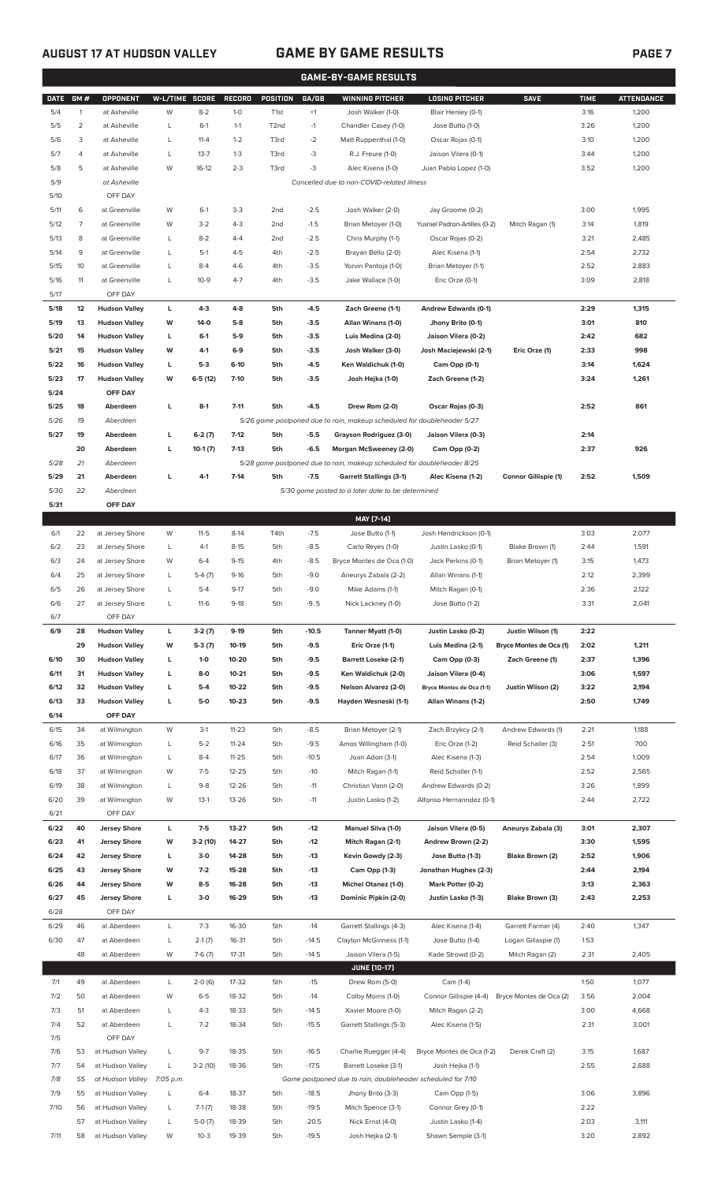## AUGUST 17 AT HUDSON VALLEY — GAME BY GAME RESULTS

### GAME-BY-GAME RESULTS

| DATE | GM # | OPPONENT | W-L/TIME | SCORE | RECORD | POSITION | GA/GB | WINNING PITCHER | LOSING PITCHER | SAVE | TIME | ATTENDANCE |
|---|---|---|---|---|---|---|---|---|---|---|---|---|
| 5/4 | 1 | at Asheville | W | 8-2 | 1-0 | T1st | +1 | Josh Walker (1-0) | Blair Henley (0-1) | | 3:16 | 1,200 |
| 5/5 | 2 | at Asheville | L | 6-1 | 1-1 | T2nd | -1 | Chandler Casey (1-0) | Jose Butto (1-0) | | 3:26 | 1,200 |
| 5/6 | 3 | at Asheville | L | 11-4 | 1-2 | T3rd | -2 | Matt Ruppenthal (1-0) | Oscar Rojas (0-1) | | 3:10 | 1,200 |
| 5/7 | 4 | at Asheville | L | 13-7 | 1-3 | T3rd | -3 | R.J. Freure (1-0) | Jaison Vilera (0-1) | | 3:44 | 1,200 |
| 5/8 | 5 | at Asheville | W | 16-12 | 2-3 | T3rd | -3 | Alec Kisena (1-0) | Juan Pablo Lopez (1-0) | | 3:52 | 1,200 |
| 5/9 | | at Asheville | | | | | | *Cancelled due to non-COVID-related illness* | | | | |
| 5/10 | | OFF DAY | | | | | | | | | | |
| 5/11 | 6 | at Greenville | W | 6-1 | 3-3 | 2nd | -2.5 | Josh Walker (2-0) | Jay Groome (0-2) | | 3:00 | 1,995 |
| 5/12 | 7 | at Greenville | W | 3-2 | 4-3 | 2nd | -1.5 | Brian Metoyer (1-0) | Yusniel Padron-Artilles (0-2) | Mitch Ragan (1) | 3:14 | 1,819 |
| 5/13 | 8 | at Greenville | L | 8-2 | 4-4 | 2nd | -2.5 | Chris Murphy (1-1) | Oscar Rojas (0-2) | | 3:21 | 2,485 |
| 5/14 | 9 | at Greenville | L | 5-1 | 4-5 | 4th | -2.5 | Brayan Bello (2-0) | Alec Kisena (1-1) | | 2:54 | 2,732 |
| 5/15 | 10 | at Greenville | L | 8-4 | 4-6 | 4th | -3.5 | Yorvin Pantoja (1-0) | Brian Metoyer (1-1) | | 2:52 | 2,883 |
| 5/16 | 11 | at Greenville | L | 10-9 | 4-7 | 4th | -3.5 | Jake Wallace (1-0) | Eric Orze (0-1) | | 3:09 | 2,818 |
| 5/17 | | OFF DAY | | | | | | | | | | |
| **5/18** | **12** | **Hudson Valley** | **L** | **4-3** | **4-8** | **5th** | **-4.5** | **Zach Greene (1-1)** | **Andrew Edwards (0-1)** | | **2:29** | **1,315** |
| **5/19** | **13** | **Hudson Valley** | **W** | **14-0** | **5-8** | **5th** | **-3.5** | **Allan Winans (1-0)** | **Jhony Brito (0-1)** | | **3:01** | **810** |
| **5/20** | **14** | **Hudson Valley** | **L** | **6-1** | **5-9** | **5th** | **-3.5** | **Luis Medina (2-0)** | **Jaison Vilera (0-2)** | | **2:42** | **682** |
| **5/21** | **15** | **Hudson Valley** | **W** | **4-1** | **6-9** | **5th** | **-3.5** | **Josh Walker (3-0)** | **Josh Maciejewski (2-1)** | **Eric Orze (1)** | **2:33** | **998** |
| **5/22** | **16** | **Hudson Valley** | **L** | **5-3** | **6-10** | **5th** | **-4.5** | **Ken Waldichuk (1-0)** | **Cam Opp (0-1)** | | **3:14** | **1,624** |
| **5/23** | **17** | **Hudson Valley** | **W** | **6-5 (12)** | **7-10** | **5th** | **-3.5** | **Josh Hejka (1-0)** | **Zach Greene (1-2)** | | **3:24** | **1,261** |
| **5/24** | | **OFF DAY** | | | | | | | | | | |
| **5/25** | **18** | **Aberdeen** | **L** | **8-1** | **7-11** | **5th** | **-4.5** | **Drew Rom (2-0)** | **Oscar Rojas (0-3)** | | **2:52** | **861** |
| *5/26* | *19* | *Aberdeen* | | | | | | *5/26 game postponed due to rain, makeup scheduled for doubleheader 5/27* | | | | |
| **5/27** | **19** | **Aberdeen** | **L** | **6-2 (7)** | **7-12** | **5th** | **-5.5** | **Grayson Rodriguez (3-0)** | **Jaison Vilera (0-3)** | | **2:14** | |
| | **20** | **Aberdeen** | **L** | **10-1 (7)** | **7-13** | **5th** | **-6.5** | **Morgan McSweeney (2-0)** | **Cam Opp (0-2)** | | **2:37** | **926** |
| *5/28* | *21* | *Aberdeen* | | | | | | *5/28 game postponed due to rain, makeup scheduled for doubleheader 8/25* | | | | |
| **5/29** | **21** | **Aberdeen** | **L** | **4-1** | **7-14** | **5th** | **-7.5** | **Garrett Stallings (3-1)** | **Alec Kisena (1-2)** | **Connor Gillispie (1)** | **2:52** | **1,509** |
| *5/30* | *22* | *Aberdeen* | | | | | | *5/30 game posted to a later date to be determined* | | | | |
| **5/31** | | **OFF DAY** | | | | | | | | | | |
| | | | | | | | | **MAY [7-14]** | | | | |
| 6/1 | 22 | at Jersey Shore | W | 11-5 | 8-14 | T4th | -7.5 | Jose Butto (1-1) | Josh Hendrickson (0-1) | | 3:03 | 2,077 |
| 6/2 | 23 | at Jersey Shore | L | 4-1 | 8-15 | 5th | -8.5 | Carlo Reyes (1-0) | Justin Lasko (0-1) | Blake Brown (1) | 2:44 | 1,591 |
| 6/3 | 24 | at Jersey Shore | W | 6-4 | 9-15 | 4th | -8.5 | Bryce Montes de Oca (1-0) | Jack Perkins (0-1) | Brian Metoyer (1) | 3:15 | 1,473 |
| 6/4 | 25 | at Jersey Shore | L | 5-4 (7) | 9-16 | 5th | -9.0 | Aneurys Zabala (2-2) | Allan Winans (1-1) | | 2:12 | 2,399 |
| 6/5 | 26 | at Jersey Shore | L | 5-4 | 9-17 | 5th | -9.0 | Mike Adams (1-1) | Mitch Ragan (0-1) | | 2:36 | 2,122 |
| 6/6 | 27 | at Jersey Shore | L | 11-6 | 9-18 | 5th | -9..5 | Nick Lackney (1-0) | Jose Butto (1-2) | | 3:31 | 2,041 |
| 6/7 | | OFF DAY | | | | | | | | | | |
| **6/9** | **28** | **Hudson Valley** | **L** | **3-2 (7)** | **9-19** | **5th** | **-10.5** | **Tanner Myatt (1-0)** | **Justin Lasko (0-2)** | **Justin Wilson (1)** | **2:22** | |
| | **29** | **Hudson Valley** | **W** | **5-3 (7)** | **10-19** | **5th** | **-9.5** | **Eric Orze (1-1)** | **Luis Medina (2-1)** | **Bryce Montes de Oca (1)** | **2:02** | **1,211** |
| **6/10** | **30** | **Hudson Valley** | **L** | **1-0** | **10-20** | **5th** | **-9.5** | **Barrett Loseke (2-1)** | **Cam Opp (0-3)** | **Zach Greene (1)** | **2:37** | **1,396** |
| **6/11** | **31** | **Hudson Valley** | **L** | **8-0** | **10-21** | **5th** | **-9.5** | **Ken Waldichuk (2-0)** | **Jaison Vilera (0-4)** | | **3:06** | **1,597** |
| **6/12** | **32** | **Hudson Valley** | **L** | **5-4** | **10-22** | **5th** | **-9.5** | **Nelson Alvarez (2-0)** | **Bryce Montes de Oca (1-1)** | **Justin Wilson (2)** | **3:22** | **2,194** |
| **6/13** | **33** | **Hudson Valley** | **L** | **5-0** | **10-23** | **5th** | **-9.5** | **Hayden Wesneski (1-1)** | **Allan Winans (1-2)** | | **2:50** | **1,749** |
| **6/14** | | **OFF DAY** | | | | | | | | | | |
| 6/15 | 34 | at Wilmington | W | 3-1 | 11-23 | 5th | -8.5 | Brian Metoyer (2-1) | Zach Brzykcy (2-1) | Andrew Edwards (1) | 2:21 | 1,188 |
| 6/16 | 35 | at Wilmington | L | 5-2 | 11-24 | 5th | -9.5 | Amos Willingham (1-0) | Eric Orze (1-2) | Reid Schaller (3) | 2:51 | 700 |
| 6/17 | 36 | at Wilmington | L | 8-4 | 11-25 | 5th | -10.5 | Joan Adon (3-1) | Alec Kisena (1-3) | | 2:54 | 1,009 |
| 6/18 | 37 | at Wilmington | W | 7-5 | 12-25 | 5th | -10 | Mitch Ragan (1-1) | Reid Schaller (1-1) | | 2:52 | 2,565 |
| 6/19 | 38 | at Wilmington | L | 9-8 | 12-26 | 5th | -11 | Christian Vann (2-0) | Andrew Edwards (0-2) | | 3:26 | 1,899 |
| 6/20 | 39 | at Wilmington | W | 13-1 | 13-26 | 5th | -11 | Justin Lasko (1-2) | Alfonso Hernanndez (0-1) | | 2:44 | 2,722 |
| 6/21 | | OFF DAY | | | | | | | | | | |
| **6/22** | **40** | **Jersey Shore** | **L** | **7-5** | **13-27** | **5th** | **-12** | **Manuel Silva (1-0)** | **Jaison Vilera (0-5)** | **Aneurys Zabala (3)** | **3:01** | **2,307** |
| **6/23** | **41** | **Jersey Shore** | **W** | **3-2 (10)** | **14-27** | **5th** | **-12** | **Mitch Ragan (2-1)** | **Andrew Brown (2-2)** | | **3:30** | **1,595** |
| **6/24** | **42** | **Jersey Shore** | **L** | **3-0** | **14-28** | **5th** | **-13** | **Kevin Gowdy (2-3)** | **Jose Butto (1-3)** | **Blake Brown (2)** | **2:52** | **1,906** |
| **6/25** | **43** | **Jersey Shore** | **W** | **7-2** | **15-28** | **5th** | **-13** | **Cam Opp (1-3)** | **Jonathan Hughes (2-3)** | | **2:44** | **2,194** |
| **6/26** | **44** | **Jersey Shore** | **W** | **8-5** | **16-28** | **5th** | **-13** | **Michel Otanez (1-0)** | **Mark Potter (0-2)** | | **3:13** | **2,363** |
| **6/27** | **45** | **Jersey Shore** | **L** | **3-0** | **16-29** | **5th** | **-13** | **Dominic Pipkin (2-0)** | **Justin Lasko (1-3)** | **Blake Brown (3)** | **2:43** | **2,253** |
| 6/28 | | OFF DAY | | | | | | | | | | |
| 6/29 | 46 | at Aberdeen | L | 7-3 | 16-30 | 5th | -14 | Garrett Stallings (4-3) | Alec Kisena (1-4) | Garrett Farmer (4) | 2:40 | 1,347 |
| 6/30 | 47 | at Aberdeen | L | 2-1 (7) | 16-31 | 5th | -14.5 | Clayton McGinness (1-1) | Jose Butto (1-4) | Logan Gillaspie (1) | 1:53 | |
| | 48 | at Aberdeen | W | 7-6 (7) | 17-31 | 5th | -14.5 | Jaison Vilera (1-5) | Kade Strowd (0-2) | Mitch Ragan (2) | 2:31 | 2,405 |
| | | | | | | | | **JUNE [10-17]** | | | | |
| 7/1 | 49 | at Aberdeen | L | 2-0 (6) | 17-32 | 5th | -15 | Drew Rom (5-0) | Cam (1-4) | | 1:50 | 1,077 |
| 7/2 | 50 | at Aberdeen | W | 6-5 | 18-32 | 5th | -14 | Colby Morris (1-0) | Connor Gillispie (4-4) | Bryce Montes de Oca (2) | 3:56 | 2,004 |
| 7/3 | 51 | at Aberdeen | L | 4-3 | 18-33 | 5th | -14.5 | Xavier Moore (1-0) | Mitch Ragan (2-2) | | 3:00 | 4,668 |
| 7/4 | 52 | at Aberdeen | L | 7-2 | 18-34 | 5th | -15.5 | Garrett Stallings (5-3) | Alec Kisena (1-5) | | 2:31 | 3,001 |
| 7/5 | | OFF DAY | | | | | | | | | | |
| 7/6 | 53 | at Hudson Valley | L | 9-7 | 18-35 | 5th | -16.5 | Charlie Ruegger (4-4) | Bryce Montes de Oca (1-2) | Derek Craft (2) | 3:15 | 1,687 |
| 7/7 | 54 | at Hudson Valley | L | 3-2 (10) | 18-36 | 5th | -17.5 | Barrett Loseke (3-1) | Josh Hejka (1-1) | | 2:55 | 2,688 |
| *7/8* | *55* | *at Hudson Valley* | *7:05 p.m.* | | | | | *Game postponed due to rain, doubleheader scheduled for 7/10* | | | | |
| 7/9 | 55 | at Hudson Valley | L | 6-4 | 18-37 | 5th | -18.5 | Jhony Brito (3-3) | Cam Opp (1-5) | | 3:06 | 3,896 |
| 7/10 | 56 | at Hudson Valley | L | 7-1 (7) | 18-38 | 5th | -19.5 | Mitch Spence (3-1) | Connor Grey (0-1) | | 2:22 | |
| | 57 | at Hudson Valley | L | 5-0 (7) | 18-39 | 5th | -20.5 | Nick Ernst (4-0) | Justin Lasko (1-4) | | 2:03 | 3,111 |
| 7/11 | 58 | at Hudson Valley | W | 10-3 | 19-39 | 5th | -19.5 | Josh Hejka (2-1) | Shawn Semple (3-1) | | 3:20 | 2,892 |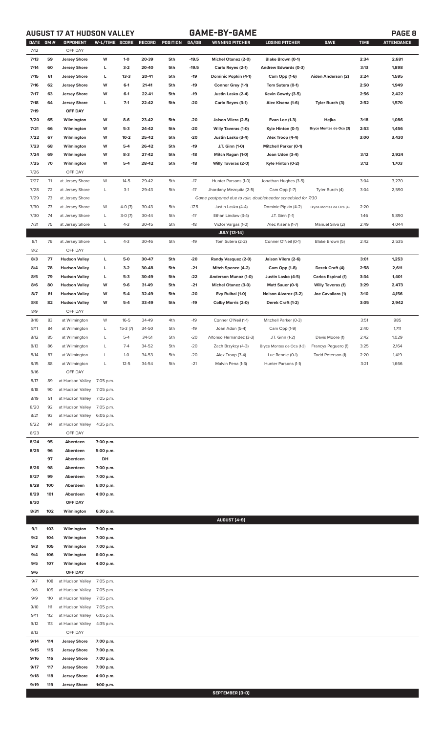## AUGUST 17 AT HUDSON VALLEY — GAME-BY-GAME

| DATE | GM # | OPPONENT | W-L/TIME | SCORE | RECORD | POSITION | GA/GB | WINNING PITCHER | LOSING PITCHER | SAVE | TIME | ATTENDANCE |
|---|---|---|---|---|---|---|---|---|---|---|---|---|
| 7/12 | | OFF DAY | | | | | | | | | | |
| 7/13 | 59 | Jersey Shore | W | 1-0 | 20-39 | 5th | -19.5 | Michel Otanez (2-0) | Blake Brown (0-1) | | 2:34 | 2,681 |
| 7/14 | 60 | Jersey Shore | L | 3-2 | 20-40 | 5th | -19.5 | Carlo Reyes (2-1) | Andrew Edwards (0-3) | | 3:13 | 1,898 |
| 7/15 | 61 | Jersey Shore | L | 13-3 | 20-41 | 5th | -19 | Dominic Popkin (4-1) | Cam Opp (1-6) | Aiden Anderson (2) | 3:24 | 1,595 |
| 7/16 | 62 | Jersey Shore | W | 6-1 | 21-41 | 5th | -19 | Connor Grey (1-1) | Tom Sutera (0-1) | | 2:50 | 1,949 |
| 7/17 | 63 | Jersey Shore | W | 6-1 | 22-41 | 5th | -19 | Justin Lasko (2-4) | Kevin Gowdy (3-5) | | 2:56 | 2,422 |
| 7/18 | 64 | Jersey Shore | L | 7-1 | 22-42 | 5th | -20 | Carlo Reyes (3-1) | Alec Kisena (1-6) | Tyler Burch (3) | 2:52 | 1,570 |
| 7/19 | | OFF DAY | | | | | | | | | | |
| 7/20 | 65 | Wilmington | W | 8-6 | 23-42 | 5th | -20 | Jaison Vilera (2-5) | Evan Lee (1-3) | Hejka | 3:18 | 1,086 |
| 7/21 | 66 | Wilmington | W | 5-3 | 24-42 | 5th | -20 | Willy Taveras (1-0) | Kyle Hinton (0-1) | Bryce Montes de Oca (3) | 2:53 | 1,456 |
| 7/22 | 67 | Wilmington | W | 10-2 | 25-42 | 5th | -20 | Justin Lasko (3-4) | Alex Troop (4-4) | | 3:00 | 3,430 |
| 7/23 | 68 | Wilmington | W | 5-4 | 26-42 | 5th | -19 | J.T. Ginn (1-0) | Mitchell Parker (0-1) | | | |
| 7/24 | 69 | Wilmington | W | 8-3 | 27-42 | 5th | -18 | Mitch Ragan (1-0) | Joan Udon (3-4) | | 3:12 | 2,924 |
| 7/25 | 70 | Wilmington | W | 5-4 | 28-42 | 5th | -18 | Willy Taveras (2-0) | Kyle Hinton (0-2) | | 3:12 | 1,703 |
| 7/26 | | OFF DAY | | | | | | | | | | |
| 7/27 | 71 | at Jersey Shore | W | 14-5 | 29-42 | 5th | -17 | Hunter Parsons (1-0) | Jonathan Hughes (3-5) | | 3:04 | 3,270 |
| 7/28 | 72 | at Jersey Shore | L | 3-1 | 29-43 | 5th | -17 | Jhordany Mezquita (2-5) | Cam Opp (1-7) | Tyler Burch (4) | 3:04 | 2,590 |
| 7/29 | 73 | at Jersey Shore | | | | | | Game postponed due to rain, doubleheader scheduled for 7/30 | | | | |
| 7/30 | 73 | at Jersey Shore | W | 4-0 (7) | 30-43 | 5th | -17.5 | Justin Lasko (4-4) | Dominic Pipkin (4-2) | Bryce Montes de Oca (4) | 2:20 | |
| 7/30 | 74 | at Jersey Shore | L | 3-0 (7) | 30-44 | 5th | -17 | Ethan Lindow (3-4) | J.T. Ginn (1-1) | | 1:46 | 5,890 |
| 7/31 | 75 | at Jersey Shore | L | 4-3 | 30-45 | 5th | -18 | Victor Vargas (1-0) | Alec Kisena (1-7) | Manuel Silva (2) | 2:49 | 4,044 |
| | | | | | | | | JULY (13-14) | | | | |
| 8/1 | 76 | at Jersey Shore | L | 4-3 | 30-46 | 5th | -19 | Tom Sutera (2-2) | Conner O'Neil (0-1) | Blake Brown (5) | 2:42 | 2,535 |
| 8/2 | | OFF DAY | | | | | | | | | | |
| 8/3 | 77 | Hudson Valley | L | 5-0 | 30-47 | 5th | -20 | Randy Vasquez (2-0) | Jaison Vilera (2-6) | | 3:01 | 1,253 |
| 8/4 | 78 | Hudson Valley | L | 3-2 | 30-48 | 5th | -21 | Mitch Spence (4-2) | Cam Opp (1-8) | Derek Craft (4) | 2:58 | 2,611 |
| 8/5 | 79 | Hudson Valley | L | 5-3 | 30-49 | 5th | -22 | Anderson Munoz (1-0) | Justin Lasko (4-5) | Carlos Espinal (1) | 3:34 | 1,401 |
| 8/6 | 80 | Hudson Valley | W | 9-6 | 31-49 | 5th | -21 | Michel Otanez (3-0) | Matt Sauer (0-1) | Willy Taveras (1) | 3:29 | 2,473 |
| 8/7 | 81 | Hudson Valley | W | 5-4 | 32-49 | 5th | -20 | Evy Ruibal (1-0) | Nelson Alvarez (3-2) | Joe Cavallaro (1) | 3:10 | 4,156 |
| 8/8 | 82 | Hudson Valley | W | 5-4 | 33-49 | 5th | -19 | Colby Morris (2-0) | Derek Craft (1-2) | | 3:05 | 2,942 |
| 8/9 | | OFF DAY | | | | | | | | | | |
| 8/10 | 83 | at Wilmington | W | 16-5 | 34-49 | 4th | -19 | Conner O'Neil (1-1) | Mitchell Parker (0-3) | | 3:51 | 985 |
| 8/11 | 84 | at Wilmington | L | 15-3 (7) | 34-50 | 5th | -19 | Joan Adon (5-4) | Cam Opp (1-9) | | 2:40 | 1,711 |
| 8/12 | 85 | at Wilmington | L | 5-4 | 34-51 | 5th | -20 | Alfonso Hernandez (3-3) | J.T. Ginn (1-2) | Davis Moore (1) | 2:42 | 1,029 |
| 8/13 | 86 | at Wilmington | L | 7-4 | 34-52 | 5th | -20 | Zach Brzykcy (4-3) | Bryce Montes de Oca (1-3) | Francys Peguero (1) | 3:25 | 2,164 |
| 8/14 | 87 | at Wilmington | L | 1-0 | 34-53 | 5th | -20 | Alex Troop (7-4) | Luc Rennie (0-1) | Todd Peterson (1) | 2:20 | 1,419 |
| 8/15 | 88 | at Wilmington | L | 12-5 | 34-54 | 5th | -21 | Malvin Pena (1-3) | Hunter Parsons (1-1) | | 3:21 | 1,666 |
| 8/16 | | OFF DAY | | | | | | | | | | |
| 8/17 | 89 | at Hudson Valley | 7:05 p.m. | | | | | | | | | |
| 8/18 | 90 | at Hudson Valley | 7:05 p.m. | | | | | | | | | |
| 8/19 | 91 | at Hudson Valley | 7:05 p.m. | | | | | | | | | |
| 8/20 | 92 | at Hudson Valley | 7:05 p.m. | | | | | | | | | |
| 8/21 | 93 | at Hudson Valley | 6:05 p.m. | | | | | | | | | |
| 8/22 | 94 | at Hudson Valley | 4:35 p.m. | | | | | | | | | |
| 8/23 | | OFF DAY | | | | | | | | | | |
| 8/24 | 95 | Aberdeen | 7:00 p.m. | | | | | | | | | |
| 8/25 | 96 | Aberdeen | 5:00 p.m. | | | | | | | | | |
| | 97 | Aberdeen | DH | | | | | | | | | |
| 8/26 | 98 | Aberdeen | 7:00 p.m. | | | | | | | | | |
| 8/27 | 99 | Aberdeen | 7:00 p.m. | | | | | | | | | |
| 8/28 | 100 | Aberdeen | 6:00 p.m. | | | | | | | | | |
| 8/29 | 101 | Aberdeen | 4:00 p.m. | | | | | | | | | |
| 8/30 | | OFF DAY | | | | | | | | | | |
| 8/31 | 102 | Wilmington | 6:30 p.m. | | | | | | | | | |
| | | | | | | | | AUGUST (4-9) | | | | |
| 9/1 | 103 | Wilmington | 7:00 p.m. | | | | | | | | | |
| 9/2 | 104 | Wilmington | 7:00 p.m. | | | | | | | | | |
| 9/3 | 105 | Wilmington | 7:00 p.m. | | | | | | | | | |
| 9/4 | 106 | Wilmington | 6:00 p.m. | | | | | | | | | |
| 9/5 | 107 | Wilmington | 4:00 p.m. | | | | | | | | | |
| 9/6 | | OFF DAY | | | | | | | | | | |
| 9/7 | 108 | at Hudson Valley | 7:05 p.m. | | | | | | | | | |
| 9/8 | 109 | at Hudson Valley | 7:05 p.m. | | | | | | | | | |
| 9/9 | 110 | at Hudson Valley | 7:05 p.m. | | | | | | | | | |
| 9/10 | 111 | at Hudson Valley | 7:05 p.m. | | | | | | | | | |
| 9/11 | 112 | at Hudson Valley | 6:05 p.m. | | | | | | | | | |
| 9/12 | 113 | at Hudson Valley | 4:35 p.m. | | | | | | | | | |
| 9/13 | | OFF DAY | | | | | | | | | | |
| 9/14 | 114 | Jersey Shore | 7:00 p.m. | | | | | | | | | |
| 9/15 | 115 | Jersey Shore | 7:00 p.m. | | | | | | | | | |
| 9/16 | 116 | Jersey Shore | 7:00 p.m. | | | | | | | | | |
| 9/17 | 117 | Jersey Shore | 7:00 p.m. | | | | | | | | | |
| 9/18 | 118 | Jersey Shore | 4:00 p.m. | | | | | | | | | |
| 9/19 | 119 | Jersey Shore | 1:00 p.m. | | | | | | | | | |
| | | | | | | | | SEPTEMBER (0-0) | | | | |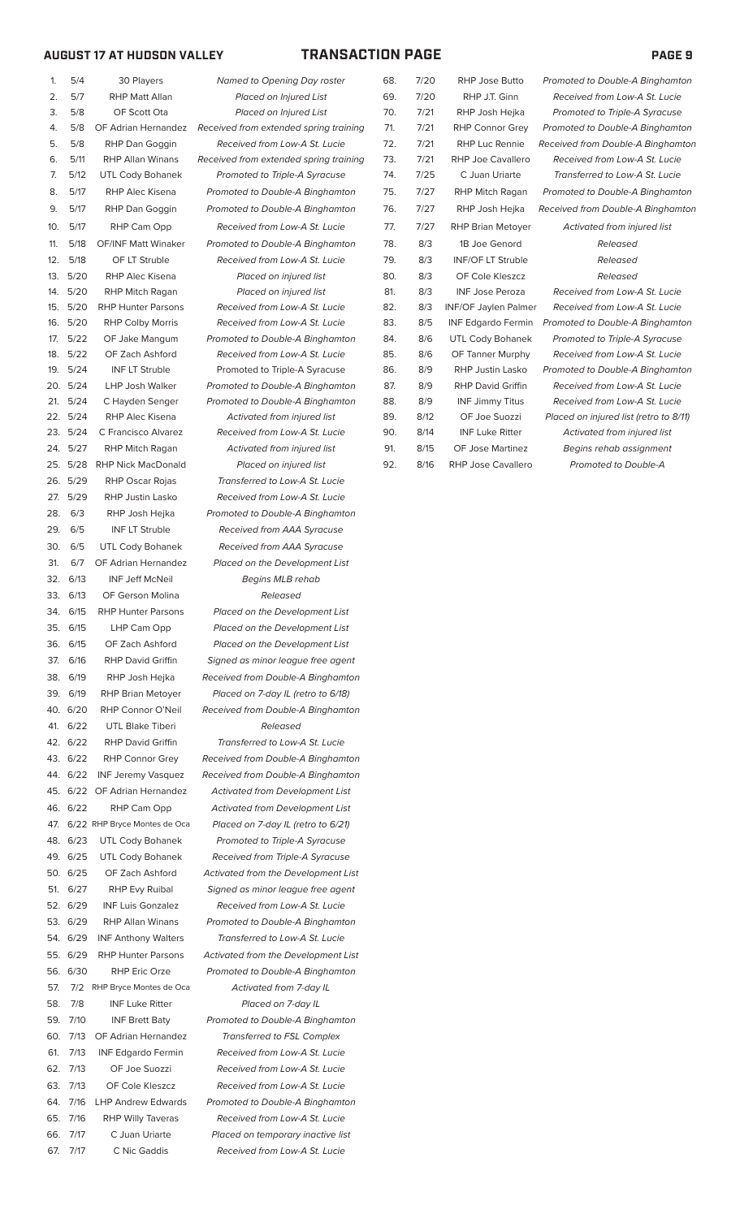## TRANSACTION PAGE

| | | | |
|---|---|---|---|
| 1. | 5/4 | 30 Players | *Named to Opening Day roster* |
| 2. | 5/7 | RHP Matt Allan | *Placed on Injured List* |
| 3. | 5/8 | OF Scott Ota | *Placed on Injured List* |
| 4. | 5/8 | OF Adrian Hernandez | *Received from extended spring training* |
| 5. | 5/8 | RHP Dan Goggin | *Received from Low-A St. Lucie* |
| 6. | 5/11 | RHP Allan Winans | *Received from extended spring training* |
| 7. | 5/12 | UTL Cody Bohanek | *Promoted to Triple-A Syracuse* |
| 8. | 5/17 | RHP Alec Kisena | *Promoted to Double-A Binghamton* |
| 9. | 5/17 | RHP Dan Goggin | *Promoted to Double-A Binghamton* |
| 10. | 5/17 | RHP Cam Opp | *Received from Low-A St. Lucie* |
| 11. | 5/18 | OF/INF Matt Winaker | *Promoted to Double-A Binghamton* |
| 12. | 5/18 | OF LT Struble | *Received from Low-A St. Lucie* |
| 13. | 5/20 | RHP Alec Kisena | *Placed on injured list* |
| 14. | 5/20 | RHP Mitch Ragan | *Placed on injured list* |
| 15. | 5/20 | RHP Hunter Parsons | *Received from Low-A St. Lucie* |
| 16. | 5/20 | RHP Colby Morris | *Received from Low-A St. Lucie* |
| 17. | 5/22 | OF Jake Mangum | *Promoted to Double-A Binghamton* |
| 18. | 5/22 | OF Zach Ashford | *Received from Low-A St. Lucie* |
| 19. | 5/24 | INF LT Struble | Promoted to Triple-A Syracuse |
| 20. | 5/24 | LHP Josh Walker | *Promoted to Double-A Binghamton* |
| 21. | 5/24 | C Hayden Senger | *Promoted to Double-A Binghamton* |
| 22. | 5/24 | RHP Alec Kisena | *Activated from injured list* |
| 23. | 5/24 | C Francisco Alvarez | *Received from Low-A St. Lucie* |
| 24. | 5/27 | RHP Mitch Ragan | *Activated from injured list* |
| 25. | 5/28 | RHP Nick MacDonald | *Placed on injured list* |
| 26. | 5/29 | RHP Oscar Rojas | *Transferred to Low-A St. Lucie* |
| 27. | 5/29 | RHP Justin Lasko | *Received from Low-A St. Lucie* |
| 28. | 6/3 | RHP Josh Hejka | *Promoted to Double-A Binghamton* |
| 29. | 6/5 | INF LT Struble | *Received from AAA Syracuse* |
| 30. | 6/5 | UTL Cody Bohanek | *Received from AAA Syracuse* |
| 31. | 6/7 | OF Adrian Hernandez | *Placed on the Development List* |
| 32. | 6/13 | INF Jeff McNeil | *Begins MLB rehab* |
| 33. | 6/13 | OF Gerson Molina | *Released* |
| 34. | 6/15 | RHP Hunter Parsons | *Placed on the Development List* |
| 35. | 6/15 | LHP Cam Opp | *Placed on the Development List* |
| 36. | 6/15 | OF Zach Ashford | *Placed on the Development List* |
| 37. | 6/16 | RHP David Griffin | *Signed as minor league free agent* |
| 38. | 6/19 | RHP Josh Hejka | *Received from Double-A Binghamton* |
| 39. | 6/19 | RHP Brian Metoyer | *Placed on 7-day IL (retro to 6/18)* |
| 40. | 6/20 | RHP Connor O'Neil | *Received from Double-A Binghamton* |
| 41. | 6/22 | UTL Blake Tiberi | *Released* |
| 42. | 6/22 | RHP David Griffin | *Transferred to Low-A St. Lucie* |
| 43. | 6/22 | RHP Connor Grey | *Received from Double-A Binghamton* |
| 44. | 6/22 | INF Jeremy Vasquez | *Received from Double-A Binghamton* |
| 45. | 6/22 | OF Adrian Hernandez | *Activated from Development List* |
| 46. | 6/22 | RHP Cam Opp | *Activated from Development List* |
| 47. | 6/22 | RHP Bryce Montes de Oca | *Placed on 7-day IL (retro to 6/21)* |
| 48. | 6/23 | UTL Cody Bohanek | *Promoted to Triple-A Syracuse* |
| 49. | 6/25 | UTL Cody Bohanek | *Received from Triple-A Syracuse* |
| 50. | 6/25 | OF Zach Ashford | *Activated from the Development List* |
| 51. | 6/27 | RHP Evy Ruibal | *Signed as minor league free agent* |
| 52. | 6/29 | INF Luis Gonzalez | *Received from Low-A St. Lucie* |
| 53. | 6/29 | RHP Allan Winans | *Promoted to Double-A Binghamton* |
| 54. | 6/29 | INF Anthony Walters | *Transferred to Low-A St. Lucie* |
| 55. | 6/29 | RHP Hunter Parsons | *Activated from the Development List* |
| 56. | 6/30 | RHP Eric Orze | *Promoted to Double-A Binghamton* |
| 57. | 7/2 | RHP Bryce Montes de Oca | *Activated from 7-day IL* |
| 58. | 7/8 | INF Luke Ritter | *Placed on 7-day IL* |
| 59. | 7/10 | INF Brett Baty | *Promoted to Double-A Binghamton* |
| 60. | 7/13 | OF Adrian Hernandez | *Transferred to FSL Complex* |
| 61. | 7/13 | INF Edgardo Fermin | *Received from Low-A St. Lucie* |
| 62. | 7/13 | OF Joe Suozzi | *Received from Low-A St. Lucie* |
| 63. | 7/13 | OF Cole Kleszcz | *Received from Low-A St. Lucie* |
| 64. | 7/16 | LHP Andrew Edwards | *Promoted to Double-A Binghamton* |
| 65. | 7/16 | RHP Willy Taveras | *Received from Low-A St. Lucie* |
| 66. | 7/17 | C Juan Uriarte | *Placed on temporary inactive list* |
| 67. | 7/17 | C Nic Gaddis | *Received from Low-A St. Lucie* |
| 68. | 7/20 | RHP Jose Butto | *Promoted to Double-A Binghamton* |
| 69. | 7/20 | RHP J.T. Ginn | *Received from Low-A St. Lucie* |
| 70. | 7/21 | RHP Josh Hejka | *Promoted to Triple-A Syracuse* |
| 71. | 7/21 | RHP Connor Grey | *Promoted to Double-A Binghamton* |
| 72. | 7/21 | RHP Luc Rennie | *Received from Double-A Binghamton* |
| 73. | 7/21 | RHP Joe Cavallero | *Received from Low-A St. Lucie* |
| 74. | 7/25 | C Juan Uriarte | *Transferred to Low-A St. Lucie* |
| 75. | 7/27 | RHP Mitch Ragan | *Promoted to Double-A Binghamton* |
| 76. | 7/27 | RHP Josh Hejka | *Received from Double-A Binghamton* |
| 77. | 7/27 | RHP Brian Metoyer | *Activated from injured list* |
| 78. | 8/3 | 1B Joe Genord | *Released* |
| 79. | 8/3 | INF/OF LT Struble | *Released* |
| 80. | 8/3 | OF Cole Kleszcz | *Released* |
| 81. | 8/3 | INF Jose Peroza | *Received from Low-A St. Lucie* |
| 82. | 8/3 | INF/OF Jaylen Palmer | *Received from Low-A St. Lucie* |
| 83. | 8/5 | INF Edgardo Fermin | *Promoted to Double-A Binghamton* |
| 84. | 8/6 | UTL Cody Bohanek | *Promoted to Triple-A Syracuse* |
| 85. | 8/6 | OF Tanner Murphy | *Received from Low-A St. Lucie* |
| 86. | 8/9 | RHP Justin Lasko | *Promoted to Double-A Binghamton* |
| 87. | 8/9 | RHP David Griffin | *Received from Low-A St. Lucie* |
| 88. | 8/9 | INF Jimmy Titus | *Received from Low-A St. Lucie* |
| 89. | 8/12 | OF Joe Suozzi | *Placed on injured list (retro to 8/11)* |
| 90. | 8/14 | INF Luke Ritter | *Activated from injured list* |
| 91. | 8/15 | OF Jose Martinez | *Begins rehab assignment* |
| 92. | 8/16 | RHP Jose Cavallero | *Promoted to Double-A* |